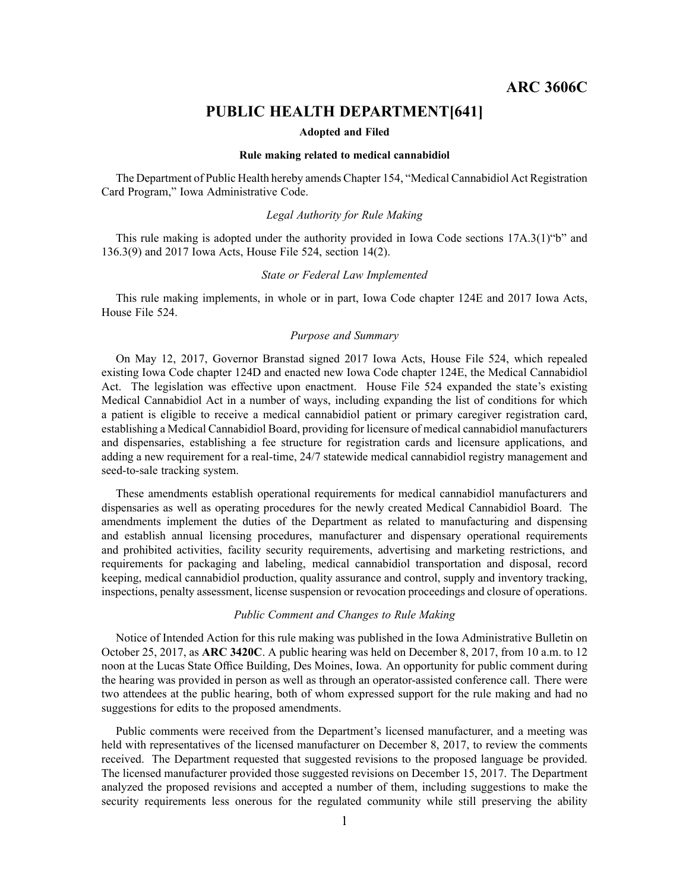# ARC 3606C

## PUBLIC HEALTH DEPARTMENT[641]

**Adopted and Filed**

**Rule making related to medical cannabidiol**

The Department of Public Health hereby amends Chapter 154, "Medical Cannabidiol Act Registration Card Program," Iowa Administrative Code.

*Legal Authority for Rule Making*

This rule making is adopted under the authority provided in Iowa Code sections 17A.3(1)"b" and 136.3(9) and 2017 Iowa Acts, House File 524, section 14(2).

*State or Federal Law Implemented*

This rule making implements, in whole or in part, Iowa Code chapter 124E and 2017 Iowa Acts, House File 524.

*Purpose and Summary*

On May 12, 2017, Governor Branstad signed 2017 Iowa Acts, House File 524, which repealed existing Iowa Code chapter 124D and enacted new Iowa Code chapter 124E, the Medical Cannabidiol Act. The legislation was effective upon enactment. House File 524 expanded the state's existing Medical Cannabidiol Act in a number of ways, including expanding the list of conditions for which a patient is eligible to receive a medical cannabidiol patient or primary caregiver registration card, establishing a Medical Cannabidiol Board, providing for licensure of medical cannabidiol manufacturers and dispensaries, establishing a fee structure for registration cards and licensure applications, and adding a new requirement for a real-time, 24/7 statewide medical cannabidiol registry management and seed-to-sale tracking system.

These amendments establish operational requirements for medical cannabidiol manufacturers and dispensaries as well as operating procedures for the newly created Medical Cannabidiol Board. The amendments implement the duties of the Department as related to manufacturing and dispensing and establish annual licensing procedures, manufacturer and dispensary operational requirements and prohibited activities, facility security requirements, advertising and marketing restrictions, and requirements for packaging and labeling, medical cannabidiol transportation and disposal, record keeping, medical cannabidiol production, quality assurance and control, supply and inventory tracking, inspections, penalty assessment, license suspension or revocation proceedings and closure of operations.

*Public Comment and Changes to Rule Making*

Notice of Intended Action for this rule making was published in the Iowa Administrative Bulletin on October 25, 2017, as **ARC 3420C**. A public hearing was held on December 8, 2017, from 10 a.m. to 12 noon at the Lucas State Office Building, Des Moines, Iowa. An opportunity for public comment during the hearing was provided in person as well as through an operator-assisted conference call. There were two attendees at the public hearing, both of whom expressed support for the rule making and had no suggestions for edits to the proposed amendments.

Public comments were received from the Department's licensed manufacturer, and a meeting was held with representatives of the licensed manufacturer on December 8, 2017, to review the comments received. The Department requested that suggested revisions to the proposed language be provided. The licensed manufacturer provided those suggested revisions on December 15, 2017. The Department analyzed the proposed revisions and accepted a number of them, including suggestions to make the security requirements less onerous for the regulated community while still preserving the ability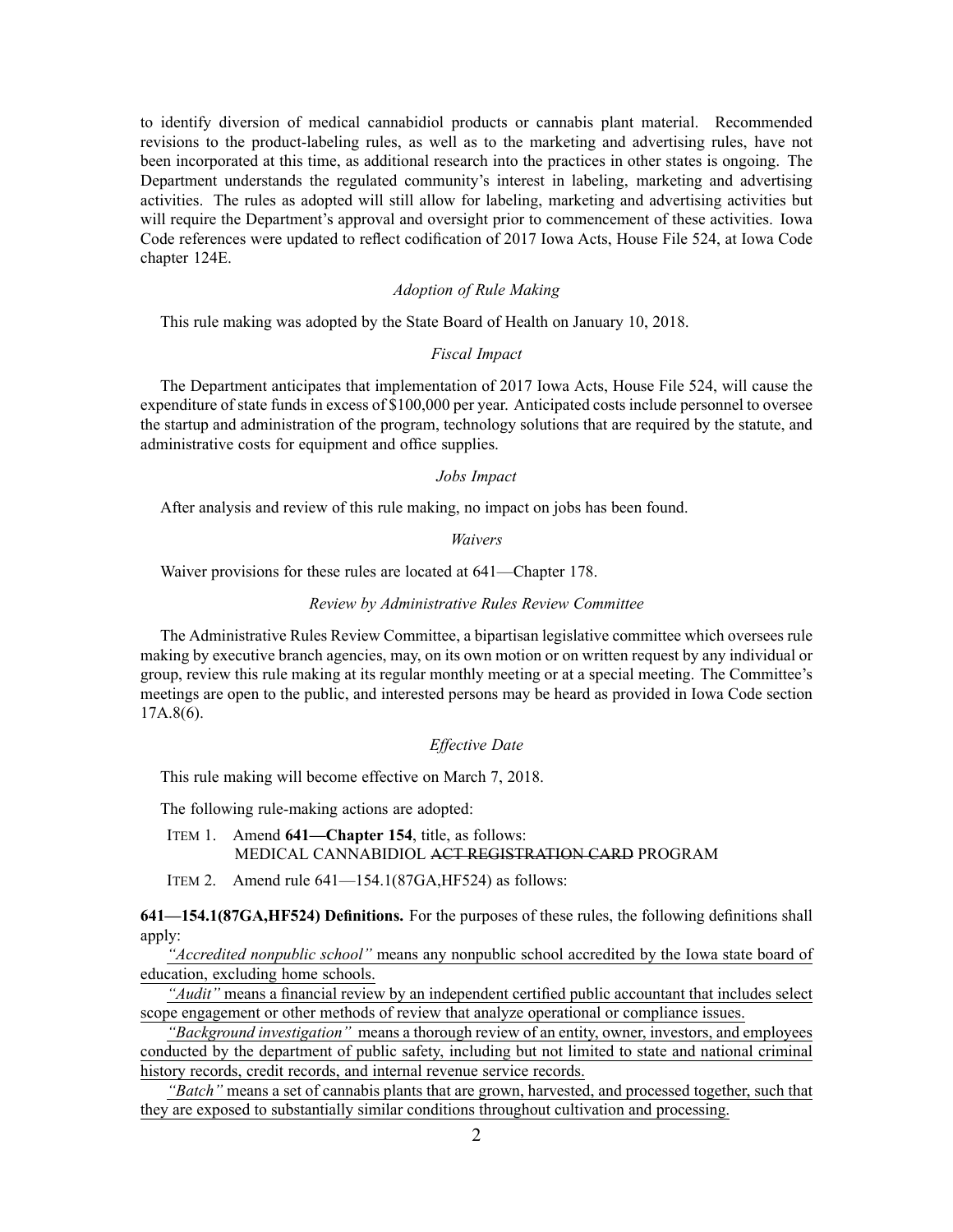to identify diversion of medical cannabidiol products or cannabis plant material. Recommended revisions to the product-labeling rules, as well as to the marketing and advertising rules, have not been incorporated at this time, as additional research into the practices in other states is ongoing. The Department understands the regulated community's interest in labeling, marketing and advertising activities. The rules as adopted will still allow for labeling, marketing and advertising activities but will require the Department's approval and oversight prior to commencement of these activities. Iowa Code references were updated to reflect codification of 2017 Iowa Acts, House File 524, at Iowa Code chapter 124E.

*Adoption of Rule Making*

This rule making was adopted by the State Board of Health on January 10, 2018.

*Fiscal Impact*

The Department anticipates that implementation of 2017 Iowa Acts, House File 524, will cause the expenditure of state funds in excess of $100,000 per year. Anticipated costs include personnel to oversee the startup and administration of the program, technology solutions that are required by the statute, and administrative costs for equipment and office supplies.

*Jobs Impact*

After analysis and review of this rule making, no impact on jobs has been found.

*Waivers*

Waiver provisions for these rules are located at 641—Chapter 178.

*Review by Administrative Rules Review Committee*

The Administrative Rules Review Committee, a bipartisan legislative committee which oversees rule making by executive branch agencies, may, on its own motion or on written request by any individual or group, review this rule making at its regular monthly meeting or at a special meeting. The Committee's meetings are open to the public, and interested persons may be heard as provided in Iowa Code section 17A.8(6).

*Effective Date*

This rule making will become effective on March 7, 2018.

The following rule-making actions are adopted:

ITEM 1. Amend **641—Chapter 154**, title, as follows:
MEDICAL CANNABIDIOL ~~ACT REGISTRATION CARD~~ PROGRAM

ITEM 2. Amend rule 641—154.1(87GA,HF524) as follows:

**641—154.1(87GA,HF524) Definitions.** For the purposes of these rules, the following definitions shall apply:

<u>*"Accredited nonpublic school"* means any nonpublic school accredited by the Iowa state board of education, excluding home schools.</u>

<u>*"Audit"* means a financial review by an independent certified public accountant that includes select scope engagement or other methods of review that analyze operational or compliance issues.</u>

<u>*"Background investigation"* means a thorough review of an entity, owner, investors, and employees conducted by the department of public safety, including but not limited to state and national criminal history records, credit records, and internal revenue service records.</u>

<u>*"Batch"* means a set of cannabis plants that are grown, harvested, and processed together, such that they are exposed to substantially similar conditions throughout cultivation and processing.</u>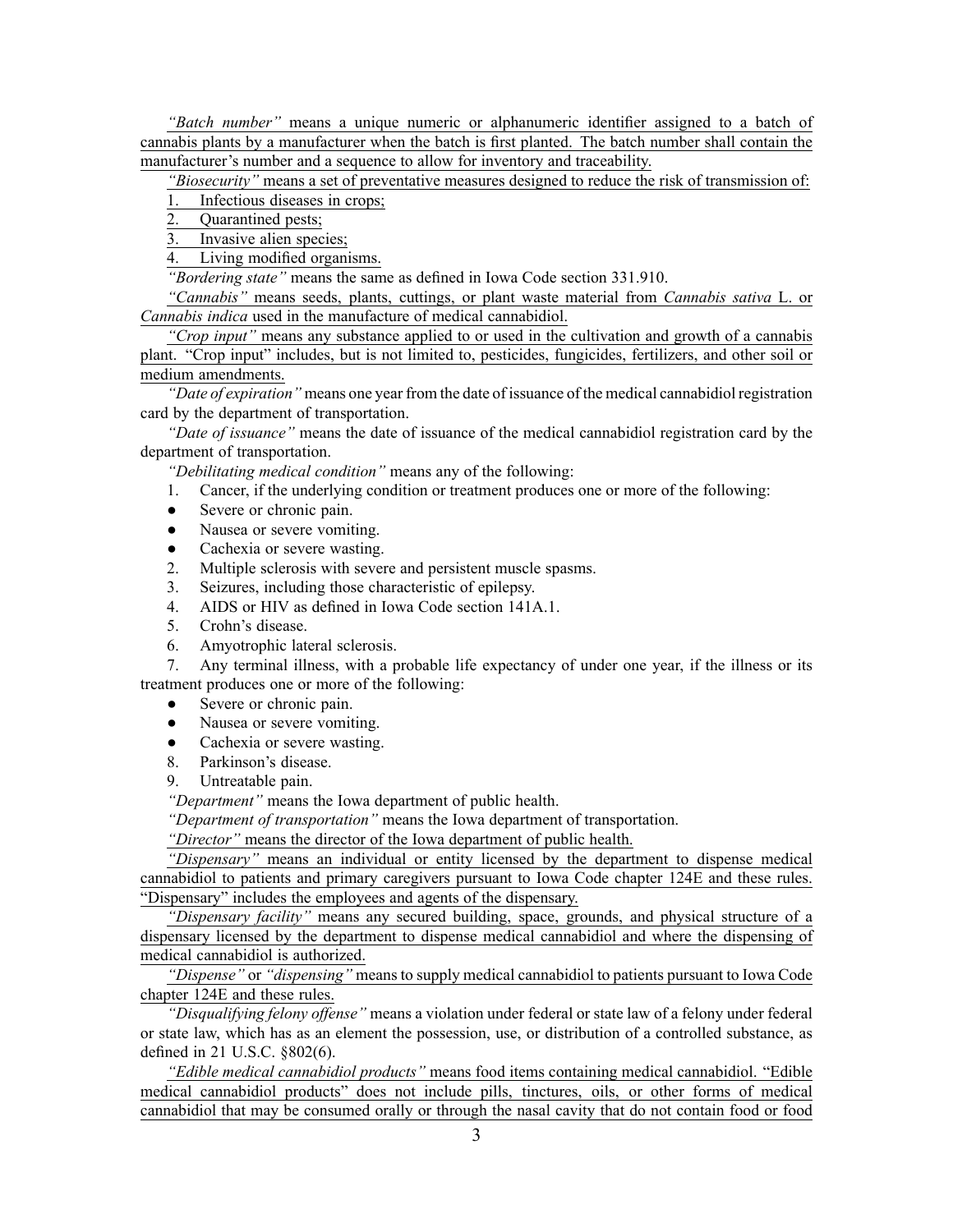*"Batch number"* means a unique numeric or alphanumeric identifier assigned to a batch of cannabis plants by a manufacturer when the batch is first planted. The batch number shall contain the manufacturer's number and a sequence to allow for inventory and traceability.

*"Biosecurity"* means a set of preventative measures designed to reduce the risk of transmission of:

1. Infectious diseases in crops;
2. Quarantined pests;
3. Invasive alien species;
4. Living modified organisms.

*"Bordering state"* means the same as defined in Iowa Code section 331.910.

*"Cannabis"* means seeds, plants, cuttings, or plant waste material from *Cannabis sativa* L. or *Cannabis indica* used in the manufacture of medical cannabidiol.

*"Crop input"* means any substance applied to or used in the cultivation and growth of a cannabis plant. "Crop input" includes, but is not limited to, pesticides, fungicides, fertilizers, and other soil or medium amendments.

*"Date of expiration"* means one year from the date of issuance of the medical cannabidiol registration card by the department of transportation.

*"Date of issuance"* means the date of issuance of the medical cannabidiol registration card by the department of transportation.

*"Debilitating medical condition"* means any of the following:

1. Cancer, if the underlying condition or treatment produces one or more of the following:
   - Severe or chronic pain.
   - Nausea or severe vomiting.
   - Cachexia or severe wasting.
2. Multiple sclerosis with severe and persistent muscle spasms.
3. Seizures, including those characteristic of epilepsy.
4. AIDS or HIV as defined in Iowa Code section 141A.1.
5. Crohn's disease.
6. Amyotrophic lateral sclerosis.
7. Any terminal illness, with a probable life expectancy of under one year, if the illness or its treatment produces one or more of the following:
   - Severe or chronic pain.
   - Nausea or severe vomiting.
   - Cachexia or severe wasting.
8. Parkinson's disease.
9. Untreatable pain.

*"Department"* means the Iowa department of public health.

*"Department of transportation"* means the Iowa department of transportation.

*"Director"* means the director of the Iowa department of public health.

*"Dispensary"* means an individual or entity licensed by the department to dispense medical cannabidiol to patients and primary caregivers pursuant to Iowa Code chapter 124E and these rules. "Dispensary" includes the employees and agents of the dispensary.

*"Dispensary facility"* means any secured building, space, grounds, and physical structure of a dispensary licensed by the department to dispense medical cannabidiol and where the dispensing of medical cannabidiol is authorized.

*"Dispense"* or *"dispensing"* means to supply medical cannabidiol to patients pursuant to Iowa Code chapter 124E and these rules.

*"Disqualifying felony offense"* means a violation under federal or state law of a felony under federal or state law, which has as an element the possession, use, or distribution of a controlled substance, as defined in 21 U.S.C. §802(6).

*"Edible medical cannabidiol products"* means food items containing medical cannabidiol. "Edible medical cannabidiol products" does not include pills, tinctures, oils, or other forms of medical cannabidiol that may be consumed orally or through the nasal cavity that do not contain food or food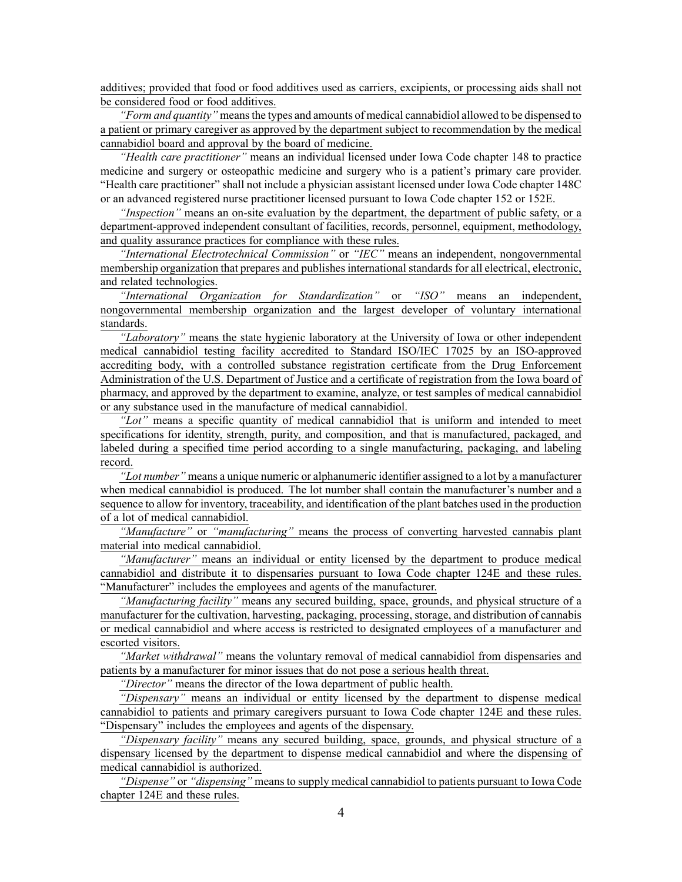additives; provided that food or food additives used as carriers, excipients, or processing aids shall not be considered food or food additives.

*"Form and quantity"* means the types and amounts of medical cannabidiol allowed to be dispensed to a patient or primary caregiver as approved by the department subject to recommendation by the medical cannabidiol board and approval by the board of medicine.

*"Health care practitioner"* means an individual licensed under Iowa Code chapter 148 to practice medicine and surgery or osteopathic medicine and surgery who is a patient's primary care provider. "Health care practitioner" shall not include a physician assistant licensed under Iowa Code chapter 148C or an advanced registered nurse practitioner licensed pursuant to Iowa Code chapter 152 or 152E.

*"Inspection"* means an on-site evaluation by the department, the department of public safety, or a department-approved independent consultant of facilities, records, personnel, equipment, methodology, and quality assurance practices for compliance with these rules.

*"International Electrotechnical Commission"* or *"IEC"* means an independent, nongovernmental membership organization that prepares and publishes international standards for all electrical, electronic, and related technologies.

*"International Organization for Standardization"* or *"ISO"* means an independent, nongovernmental membership organization and the largest developer of voluntary international standards.

*"Laboratory"* means the state hygienic laboratory at the University of Iowa or other independent medical cannabidiol testing facility accredited to Standard ISO/IEC 17025 by an ISO-approved accrediting body, with a controlled substance registration certificate from the Drug Enforcement Administration of the U.S. Department of Justice and a certificate of registration from the Iowa board of pharmacy, and approved by the department to examine, analyze, or test samples of medical cannabidiol or any substance used in the manufacture of medical cannabidiol.

*"Lot"* means a specific quantity of medical cannabidiol that is uniform and intended to meet specifications for identity, strength, purity, and composition, and that is manufactured, packaged, and labeled during a specified time period according to a single manufacturing, packaging, and labeling record.

*"Lot number"* means a unique numeric or alphanumeric identifier assigned to a lot by a manufacturer when medical cannabidiol is produced. The lot number shall contain the manufacturer's number and a sequence to allow for inventory, traceability, and identification of the plant batches used in the production of a lot of medical cannabidiol.

*"Manufacture"* or *"manufacturing"* means the process of converting harvested cannabis plant material into medical cannabidiol.

*"Manufacturer"* means an individual or entity licensed by the department to produce medical cannabidiol and distribute it to dispensaries pursuant to Iowa Code chapter 124E and these rules. "Manufacturer" includes the employees and agents of the manufacturer.

*"Manufacturing facility"* means any secured building, space, grounds, and physical structure of a manufacturer for the cultivation, harvesting, packaging, processing, storage, and distribution of cannabis or medical cannabidiol and where access is restricted to designated employees of a manufacturer and escorted visitors.

*"Market withdrawal"* means the voluntary removal of medical cannabidiol from dispensaries and patients by a manufacturer for minor issues that do not pose a serious health threat.

*"Director"* means the director of the Iowa department of public health.

*"Dispensary"* means an individual or entity licensed by the department to dispense medical cannabidiol to patients and primary caregivers pursuant to Iowa Code chapter 124E and these rules. "Dispensary" includes the employees and agents of the dispensary.

*"Dispensary facility"* means any secured building, space, grounds, and physical structure of a dispensary licensed by the department to dispense medical cannabidiol and where the dispensing of medical cannabidiol is authorized.

*"Dispense"* or *"dispensing"* means to supply medical cannabidiol to patients pursuant to Iowa Code chapter 124E and these rules.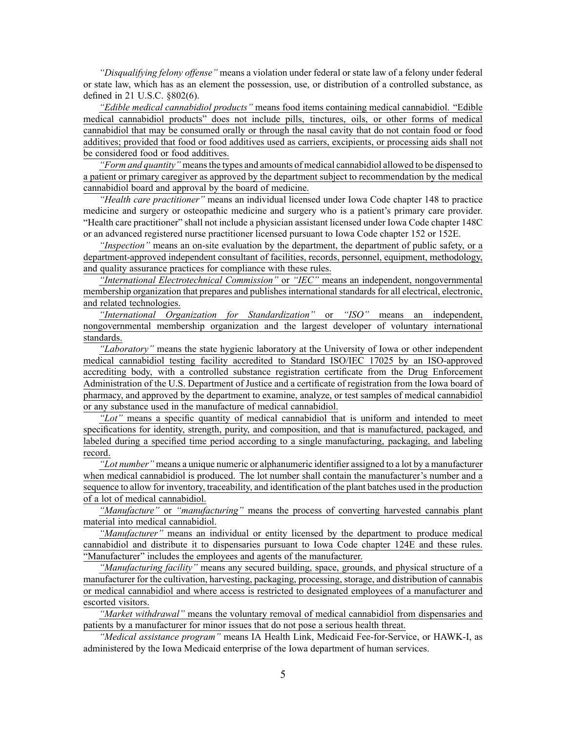*"Disqualifying felony offense"* means a violation under federal or state law of a felony under federal or state law, which has as an element the possession, use, or distribution of a controlled substance, as defined in 21 U.S.C. §802(6).

*"Edible medical cannabidiol products"* means food items containing medical cannabidiol. "Edible medical cannabidiol products" does not include pills, tinctures, oils, or other forms of medical cannabidiol that may be consumed orally or through the nasal cavity that do not contain food or food additives; provided that food or food additives used as carriers, excipients, or processing aids shall not be considered food or food additives.

*"Form and quantity"* means the types and amounts of medical cannabidiol allowed to be dispensed to a patient or primary caregiver as approved by the department subject to recommendation by the medical cannabidiol board and approval by the board of medicine.

*"Health care practitioner"* means an individual licensed under Iowa Code chapter 148 to practice medicine and surgery or osteopathic medicine and surgery who is a patient's primary care provider. "Health care practitioner" shall not include a physician assistant licensed under Iowa Code chapter 148C or an advanced registered nurse practitioner licensed pursuant to Iowa Code chapter 152 or 152E.

*"Inspection"* means an on-site evaluation by the department, the department of public safety, or a department-approved independent consultant of facilities, records, personnel, equipment, methodology, and quality assurance practices for compliance with these rules.

*"International Electrotechnical Commission"* or *"IEC"* means an independent, nongovernmental membership organization that prepares and publishes international standards for all electrical, electronic, and related technologies.

*"International Organization for Standardization"* or *"ISO"* means an independent, nongovernmental membership organization and the largest developer of voluntary international standards.

*"Laboratory"* means the state hygienic laboratory at the University of Iowa or other independent medical cannabidiol testing facility accredited to Standard ISO/IEC 17025 by an ISO-approved accrediting body, with a controlled substance registration certificate from the Drug Enforcement Administration of the U.S. Department of Justice and a certificate of registration from the Iowa board of pharmacy, and approved by the department to examine, analyze, or test samples of medical cannabidiol or any substance used in the manufacture of medical cannabidiol.

*"Lot"* means a specific quantity of medical cannabidiol that is uniform and intended to meet specifications for identity, strength, purity, and composition, and that is manufactured, packaged, and labeled during a specified time period according to a single manufacturing, packaging, and labeling record.

*"Lot number"* means a unique numeric or alphanumeric identifier assigned to a lot by a manufacturer when medical cannabidiol is produced. The lot number shall contain the manufacturer's number and a sequence to allow for inventory, traceability, and identification of the plant batches used in the production of a lot of medical cannabidiol.

*"Manufacture"* or *"manufacturing"* means the process of converting harvested cannabis plant material into medical cannabidiol.

*"Manufacturer"* means an individual or entity licensed by the department to produce medical cannabidiol and distribute it to dispensaries pursuant to Iowa Code chapter 124E and these rules. "Manufacturer" includes the employees and agents of the manufacturer.

*"Manufacturing facility"* means any secured building, space, grounds, and physical structure of a manufacturer for the cultivation, harvesting, packaging, processing, storage, and distribution of cannabis or medical cannabidiol and where access is restricted to designated employees of a manufacturer and escorted visitors.

*"Market withdrawal"* means the voluntary removal of medical cannabidiol from dispensaries and patients by a manufacturer for minor issues that do not pose a serious health threat.

*"Medical assistance program"* means IA Health Link, Medicaid Fee-for-Service, or HAWK-I, as administered by the Iowa Medicaid enterprise of the Iowa department of human services.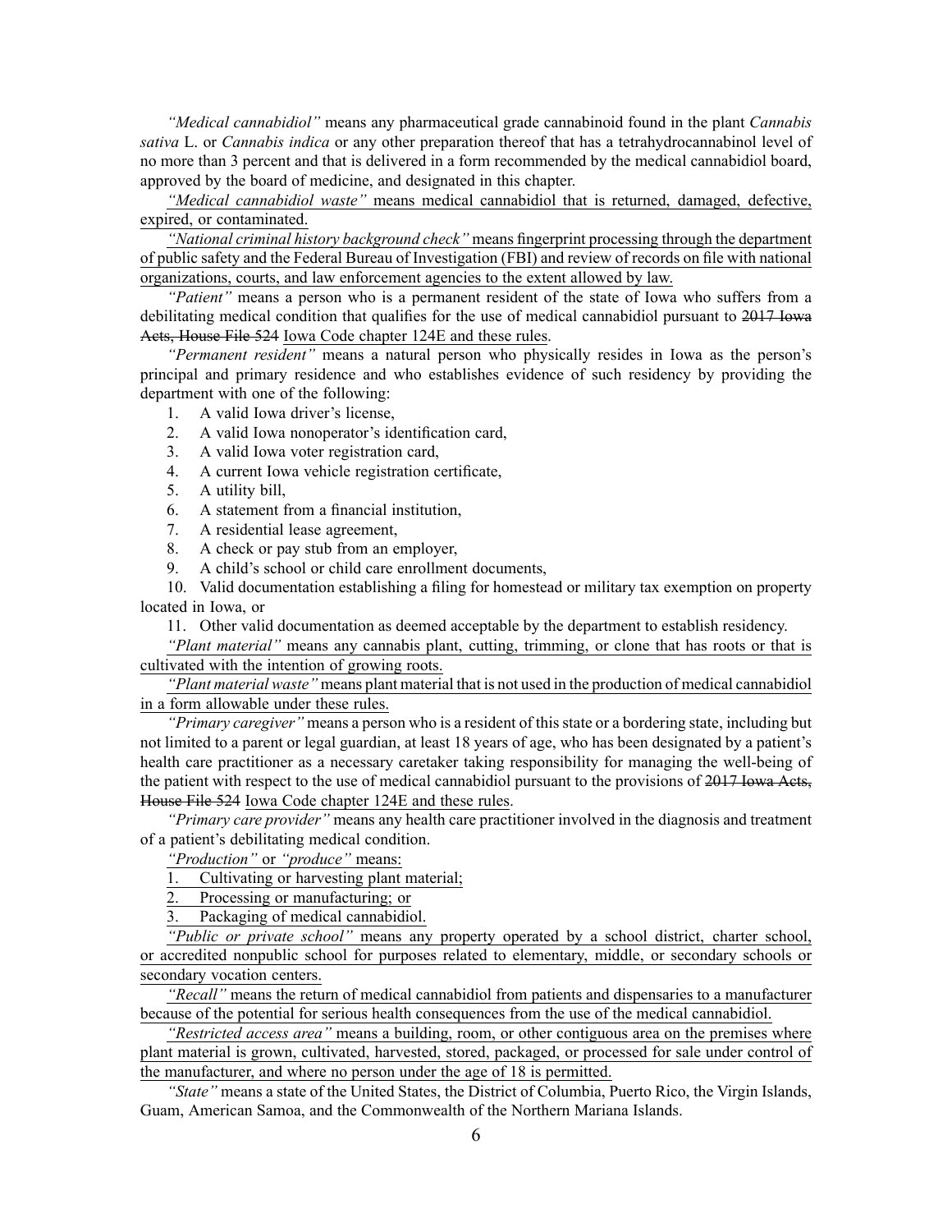*"Medical cannabidiol"* means any pharmaceutical grade cannabinoid found in the plant *Cannabis sativa* L. or *Cannabis indica* or any other preparation thereof that has a tetrahydrocannabinol level of no more than 3 percent and that is delivered in a form recommended by the medical cannabidiol board, approved by the board of medicine, and designated in this chapter.

*"Medical cannabidiol waste"* means medical cannabidiol that is returned, damaged, defective, expired, or contaminated.

*"National criminal history background check"* means fingerprint processing through the department of public safety and the Federal Bureau of Investigation (FBI) and review of records on file with national organizations, courts, and law enforcement agencies to the extent allowed by law.

*"Patient"* means a person who is a permanent resident of the state of Iowa who suffers from a debilitating medical condition that qualifies for the use of medical cannabidiol pursuant to ~~2017 Iowa Acts, House File 524~~ Iowa Code chapter 124E and these rules.

*"Permanent resident"* means a natural person who physically resides in Iowa as the person's principal and primary residence and who establishes evidence of such residency by providing the department with one of the following:

1. A valid Iowa driver's license,
2. A valid Iowa nonoperator's identification card,
3. A valid Iowa voter registration card,
4. A current Iowa vehicle registration certificate,
5. A utility bill,
6. A statement from a financial institution,
7. A residential lease agreement,
8. A check or pay stub from an employer,
9. A child's school or child care enrollment documents,
10. Valid documentation establishing a filing for homestead or military tax exemption on property located in Iowa, or
11. Other valid documentation as deemed acceptable by the department to establish residency.

*"Plant material"* means any cannabis plant, cutting, trimming, or clone that has roots or that is cultivated with the intention of growing roots.

*"Plant material waste"* means plant material that is not used in the production of medical cannabidiol in a form allowable under these rules.

*"Primary caregiver"* means a person who is a resident of this state or a bordering state, including but not limited to a parent or legal guardian, at least 18 years of age, who has been designated by a patient's health care practitioner as a necessary caretaker taking responsibility for managing the well-being of the patient with respect to the use of medical cannabidiol pursuant to the provisions of ~~2017 Iowa Acts, House File 524~~ Iowa Code chapter 124E and these rules.

*"Primary care provider"* means any health care practitioner involved in the diagnosis and treatment of a patient's debilitating medical condition.

*"Production"* or *"produce"* means:

1. Cultivating or harvesting plant material;
2. Processing or manufacturing; or
3. Packaging of medical cannabidiol.

*"Public or private school"* means any property operated by a school district, charter school, or accredited nonpublic school for purposes related to elementary, middle, or secondary schools or secondary vocation centers.

*"Recall"* means the return of medical cannabidiol from patients and dispensaries to a manufacturer because of the potential for serious health consequences from the use of the medical cannabidiol.

*"Restricted access area"* means a building, room, or other contiguous area on the premises where plant material is grown, cultivated, harvested, stored, packaged, or processed for sale under control of the manufacturer, and where no person under the age of 18 is permitted.

*"State"* means a state of the United States, the District of Columbia, Puerto Rico, the Virgin Islands, Guam, American Samoa, and the Commonwealth of the Northern Mariana Islands.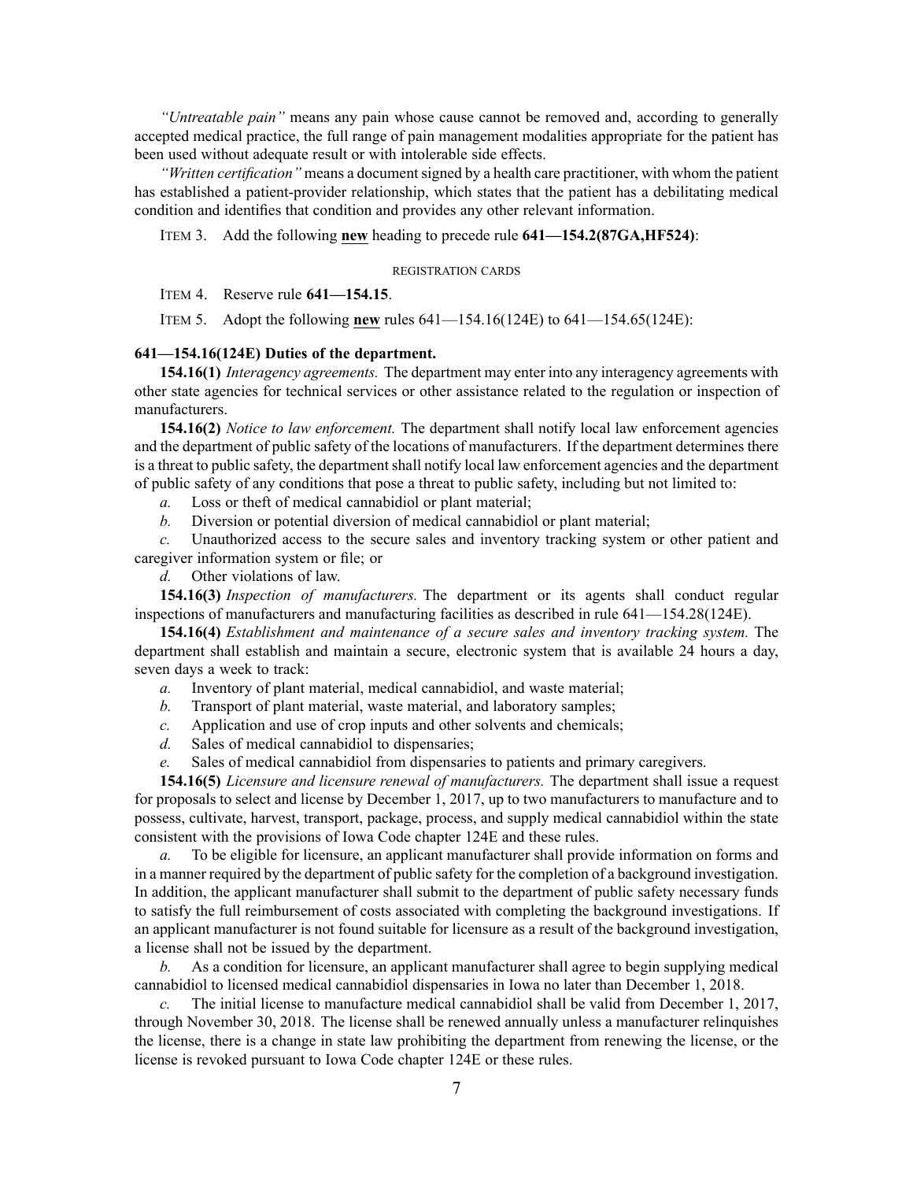*"Untreatable pain"* means any pain whose cause cannot be removed and, according to generally accepted medical practice, the full range of pain management modalities appropriate for the patient has been used without adequate result or with intolerable side effects.

*"Written certification"* means a document signed by a health care practitioner, with whom the patient has established a patient-provider relationship, which states that the patient has a debilitating medical condition and identifies that condition and provides any other relevant information.

ITEM 3. Add the following **new** heading to precede rule **641—154.2(87GA,HF524)**:

REGISTRATION CARDS

ITEM 4. Reserve rule **641—154.15**.

ITEM 5. Adopt the following **new** rules 641—154.16(124E) to 641—154.65(124E):

**641—154.16(124E) Duties of the department.**

**154.16(1)** *Interagency agreements.* The department may enter into any interagency agreements with other state agencies for technical services or other assistance related to the regulation or inspection of manufacturers.

**154.16(2)** *Notice to law enforcement.* The department shall notify local law enforcement agencies and the department of public safety of the locations of manufacturers. If the department determines there is a threat to public safety, the department shall notify local law enforcement agencies and the department of public safety of any conditions that pose a threat to public safety, including but not limited to:

*a.* Loss or theft of medical cannabidiol or plant material;

*b.* Diversion or potential diversion of medical cannabidiol or plant material;

*c.* Unauthorized access to the secure sales and inventory tracking system or other patient and caregiver information system or file; or

*d.* Other violations of law.

**154.16(3)** *Inspection of manufacturers.* The department or its agents shall conduct regular inspections of manufacturers and manufacturing facilities as described in rule 641—154.28(124E).

**154.16(4)** *Establishment and maintenance of a secure sales and inventory tracking system.* The department shall establish and maintain a secure, electronic system that is available 24 hours a day, seven days a week to track:

*a.* Inventory of plant material, medical cannabidiol, and waste material;

*b.* Transport of plant material, waste material, and laboratory samples;

*c.* Application and use of crop inputs and other solvents and chemicals;

*d.* Sales of medical cannabidiol to dispensaries;

*e.* Sales of medical cannabidiol from dispensaries to patients and primary caregivers.

**154.16(5)** *Licensure and licensure renewal of manufacturers.* The department shall issue a request for proposals to select and license by December 1, 2017, up to two manufacturers to manufacture and to possess, cultivate, harvest, transport, package, process, and supply medical cannabidiol within the state consistent with the provisions of Iowa Code chapter 124E and these rules.

*a.* To be eligible for licensure, an applicant manufacturer shall provide information on forms and in a manner required by the department of public safety for the completion of a background investigation. In addition, the applicant manufacturer shall submit to the department of public safety necessary funds to satisfy the full reimbursement of costs associated with completing the background investigations. If an applicant manufacturer is not found suitable for licensure as a result of the background investigation, a license shall not be issued by the department.

*b.* As a condition for licensure, an applicant manufacturer shall agree to begin supplying medical cannabidiol to licensed medical cannabidiol dispensaries in Iowa no later than December 1, 2018.

*c.* The initial license to manufacture medical cannabidiol shall be valid from December 1, 2017, through November 30, 2018. The license shall be renewed annually unless a manufacturer relinquishes the license, there is a change in state law prohibiting the department from renewing the license, or the license is revoked pursuant to Iowa Code chapter 124E or these rules.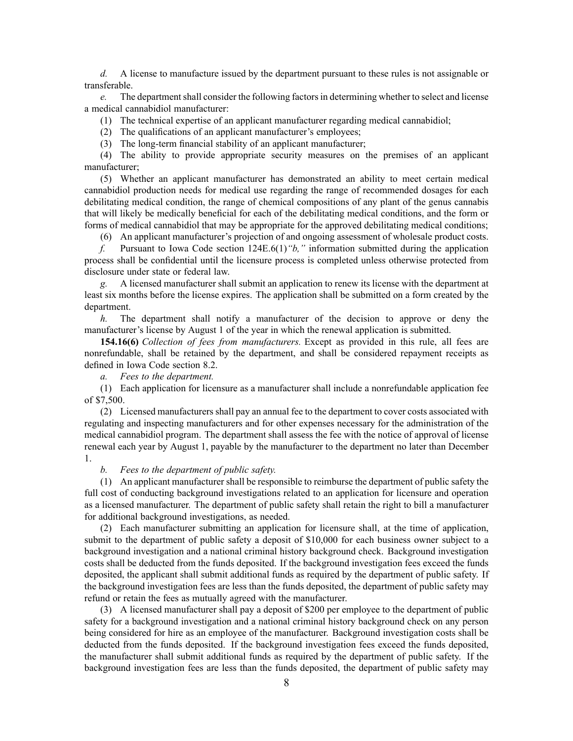*d.* A license to manufacture issued by the department pursuant to these rules is not assignable or transferable.

*e.* The department shall consider the following factors in determining whether to select and license a medical cannabidiol manufacturer:

(1) The technical expertise of an applicant manufacturer regarding medical cannabidiol;

(2) The qualifications of an applicant manufacturer's employees;

(3) The long-term financial stability of an applicant manufacturer;

(4) The ability to provide appropriate security measures on the premises of an applicant manufacturer;

(5) Whether an applicant manufacturer has demonstrated an ability to meet certain medical cannabidiol production needs for medical use regarding the range of recommended dosages for each debilitating medical condition, the range of chemical compositions of any plant of the genus cannabis that will likely be medically beneficial for each of the debilitating medical conditions, and the form or forms of medical cannabidiol that may be appropriate for the approved debilitating medical conditions;

(6) An applicant manufacturer's projection of and ongoing assessment of wholesale product costs.

*f.* Pursuant to Iowa Code section 124E.6(1)*"b,"* information submitted during the application process shall be confidential until the licensure process is completed unless otherwise protected from disclosure under state or federal law.

*g.* A licensed manufacturer shall submit an application to renew its license with the department at least six months before the license expires. The application shall be submitted on a form created by the department.

*h.* The department shall notify a manufacturer of the decision to approve or deny the manufacturer's license by August 1 of the year in which the renewal application is submitted.

**154.16(6)** *Collection of fees from manufacturers.* Except as provided in this rule, all fees are nonrefundable, shall be retained by the department, and shall be considered repayment receipts as defined in Iowa Code section 8.2.

*a.* *Fees to the department.*

(1) Each application for licensure as a manufacturer shall include a nonrefundable application fee of $7,500.

(2) Licensed manufacturers shall pay an annual fee to the department to cover costs associated with regulating and inspecting manufacturers and for other expenses necessary for the administration of the medical cannabidiol program. The department shall assess the fee with the notice of approval of license renewal each year by August 1, payable by the manufacturer to the department no later than December 1.

*b.* *Fees to the department of public safety.*

(1) An applicant manufacturer shall be responsible to reimburse the department of public safety the full cost of conducting background investigations related to an application for licensure and operation as a licensed manufacturer. The department of public safety shall retain the right to bill a manufacturer for additional background investigations, as needed.

(2) Each manufacturer submitting an application for licensure shall, at the time of application, submit to the department of public safety a deposit of $10,000 for each business owner subject to a background investigation and a national criminal history background check. Background investigation costs shall be deducted from the funds deposited. If the background investigation fees exceed the funds deposited, the applicant shall submit additional funds as required by the department of public safety. If the background investigation fees are less than the funds deposited, the department of public safety may refund or retain the fees as mutually agreed with the manufacturer.

(3) A licensed manufacturer shall pay a deposit of $200 per employee to the department of public safety for a background investigation and a national criminal history background check on any person being considered for hire as an employee of the manufacturer. Background investigation costs shall be deducted from the funds deposited. If the background investigation fees exceed the funds deposited, the manufacturer shall submit additional funds as required by the department of public safety. If the background investigation fees are less than the funds deposited, the department of public safety may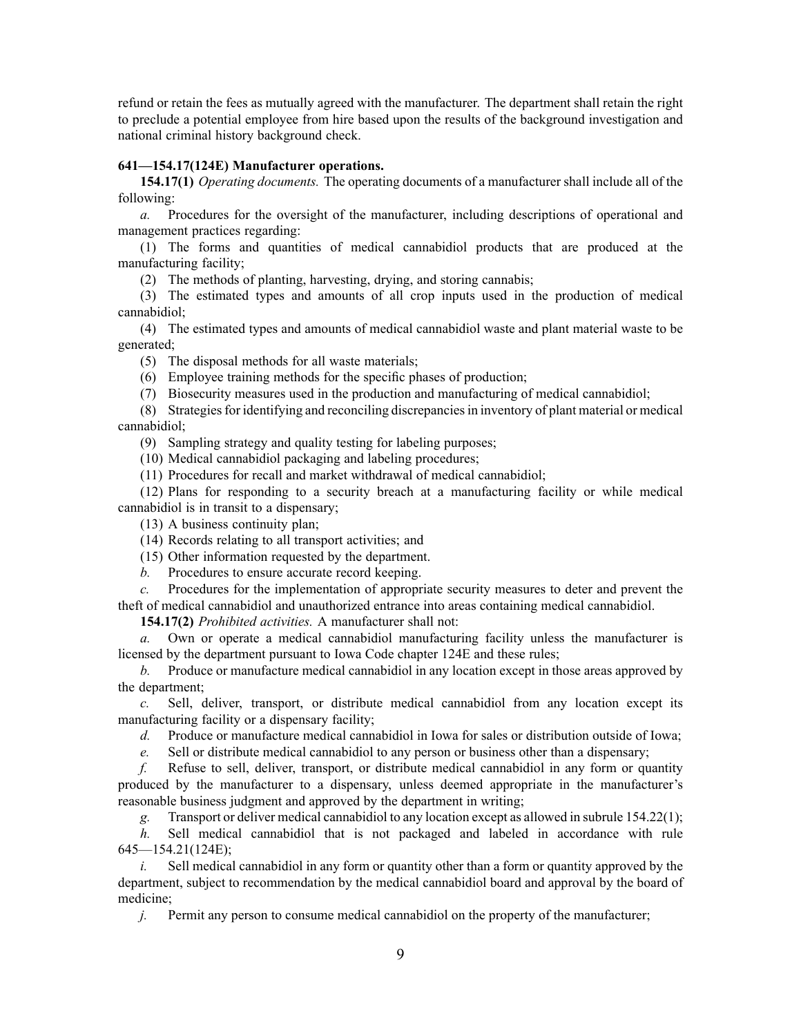refund or retain the fees as mutually agreed with the manufacturer. The department shall retain the right to preclude a potential employee from hire based upon the results of the background investigation and national criminal history background check.

**641—154.17(124E) Manufacturer operations.**

**154.17(1)** *Operating documents.* The operating documents of a manufacturer shall include all of the following:

*a.* Procedures for the oversight of the manufacturer, including descriptions of operational and management practices regarding:

(1) The forms and quantities of medical cannabidiol products that are produced at the manufacturing facility;

(2) The methods of planting, harvesting, drying, and storing cannabis;

(3) The estimated types and amounts of all crop inputs used in the production of medical cannabidiol;

(4) The estimated types and amounts of medical cannabidiol waste and plant material waste to be generated;

(5) The disposal methods for all waste materials;

(6) Employee training methods for the specific phases of production;

(7) Biosecurity measures used in the production and manufacturing of medical cannabidiol;

(8) Strategies for identifying and reconciling discrepancies in inventory of plant material or medical cannabidiol;

(9) Sampling strategy and quality testing for labeling purposes;

(10) Medical cannabidiol packaging and labeling procedures;

(11) Procedures for recall and market withdrawal of medical cannabidiol;

(12) Plans for responding to a security breach at a manufacturing facility or while medical cannabidiol is in transit to a dispensary;

(13) A business continuity plan;

(14) Records relating to all transport activities; and

(15) Other information requested by the department.

*b.* Procedures to ensure accurate record keeping.

*c.* Procedures for the implementation of appropriate security measures to deter and prevent the theft of medical cannabidiol and unauthorized entrance into areas containing medical cannabidiol.

**154.17(2)** *Prohibited activities.* A manufacturer shall not:

*a.* Own or operate a medical cannabidiol manufacturing facility unless the manufacturer is licensed by the department pursuant to Iowa Code chapter 124E and these rules;

*b.* Produce or manufacture medical cannabidiol in any location except in those areas approved by the department;

*c.* Sell, deliver, transport, or distribute medical cannabidiol from any location except its manufacturing facility or a dispensary facility;

*d.* Produce or manufacture medical cannabidiol in Iowa for sales or distribution outside of Iowa;

*e.* Sell or distribute medical cannabidiol to any person or business other than a dispensary;

*f.* Refuse to sell, deliver, transport, or distribute medical cannabidiol in any form or quantity produced by the manufacturer to a dispensary, unless deemed appropriate in the manufacturer's reasonable business judgment and approved by the department in writing;

*g.* Transport or deliver medical cannabidiol to any location except as allowed in subrule 154.22(1);

*h.* Sell medical cannabidiol that is not packaged and labeled in accordance with rule 645—154.21(124E);

*i.* Sell medical cannabidiol in any form or quantity other than a form or quantity approved by the department, subject to recommendation by the medical cannabidiol board and approval by the board of medicine;

*j.* Permit any person to consume medical cannabidiol on the property of the manufacturer;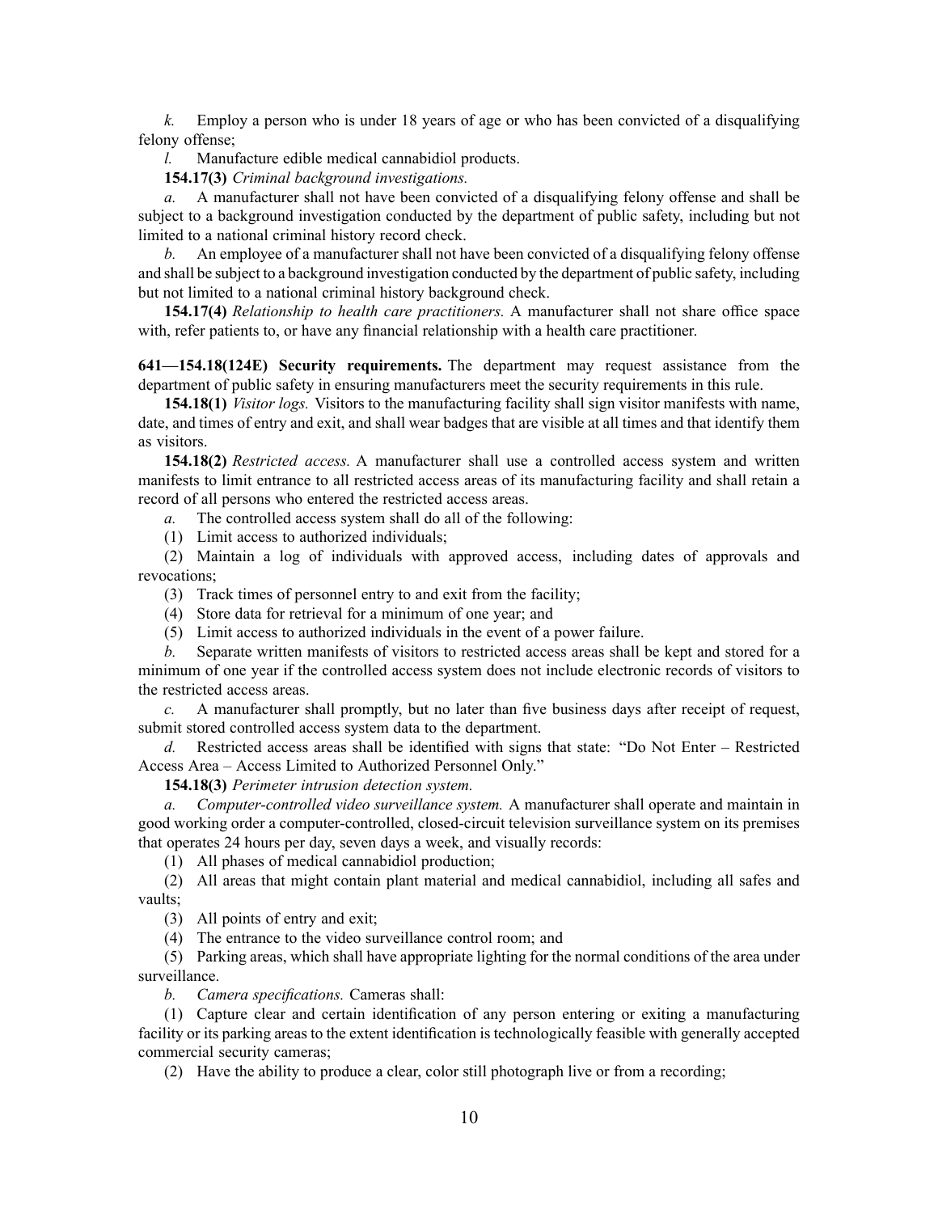*k.* Employ a person who is under 18 years of age or who has been convicted of a disqualifying felony offense;

*l.* Manufacture edible medical cannabidiol products.

**154.17(3)** *Criminal background investigations.*

*a.* A manufacturer shall not have been convicted of a disqualifying felony offense and shall be subject to a background investigation conducted by the department of public safety, including but not limited to a national criminal history record check.

*b.* An employee of a manufacturer shall not have been convicted of a disqualifying felony offense and shall be subject to a background investigation conducted by the department of public safety, including but not limited to a national criminal history background check.

**154.17(4)** *Relationship to health care practitioners.* A manufacturer shall not share office space with, refer patients to, or have any financial relationship with a health care practitioner.

**641—154.18(124E) Security requirements.** The department may request assistance from the department of public safety in ensuring manufacturers meet the security requirements in this rule.

**154.18(1)** *Visitor logs.* Visitors to the manufacturing facility shall sign visitor manifests with name, date, and times of entry and exit, and shall wear badges that are visible at all times and that identify them as visitors.

**154.18(2)** *Restricted access.* A manufacturer shall use a controlled access system and written manifests to limit entrance to all restricted access areas of its manufacturing facility and shall retain a record of all persons who entered the restricted access areas.

*a.* The controlled access system shall do all of the following:

(1) Limit access to authorized individuals;

(2) Maintain a log of individuals with approved access, including dates of approvals and revocations;

(3) Track times of personnel entry to and exit from the facility;

(4) Store data for retrieval for a minimum of one year; and

(5) Limit access to authorized individuals in the event of a power failure.

*b.* Separate written manifests of visitors to restricted access areas shall be kept and stored for a minimum of one year if the controlled access system does not include electronic records of visitors to the restricted access areas.

*c.* A manufacturer shall promptly, but no later than five business days after receipt of request, submit stored controlled access system data to the department.

*d.* Restricted access areas shall be identified with signs that state: "Do Not Enter – Restricted Access Area – Access Limited to Authorized Personnel Only."

**154.18(3)** *Perimeter intrusion detection system.*

*a.* *Computer-controlled video surveillance system.* A manufacturer shall operate and maintain in good working order a computer-controlled, closed-circuit television surveillance system on its premises that operates 24 hours per day, seven days a week, and visually records:

(1) All phases of medical cannabidiol production;

(2) All areas that might contain plant material and medical cannabidiol, including all safes and vaults;

(3) All points of entry and exit;

(4) The entrance to the video surveillance control room; and

(5) Parking areas, which shall have appropriate lighting for the normal conditions of the area under surveillance.

*b.* *Camera specifications.* Cameras shall:

(1) Capture clear and certain identification of any person entering or exiting a manufacturing facility or its parking areas to the extent identification is technologically feasible with generally accepted commercial security cameras;

(2) Have the ability to produce a clear, color still photograph live or from a recording;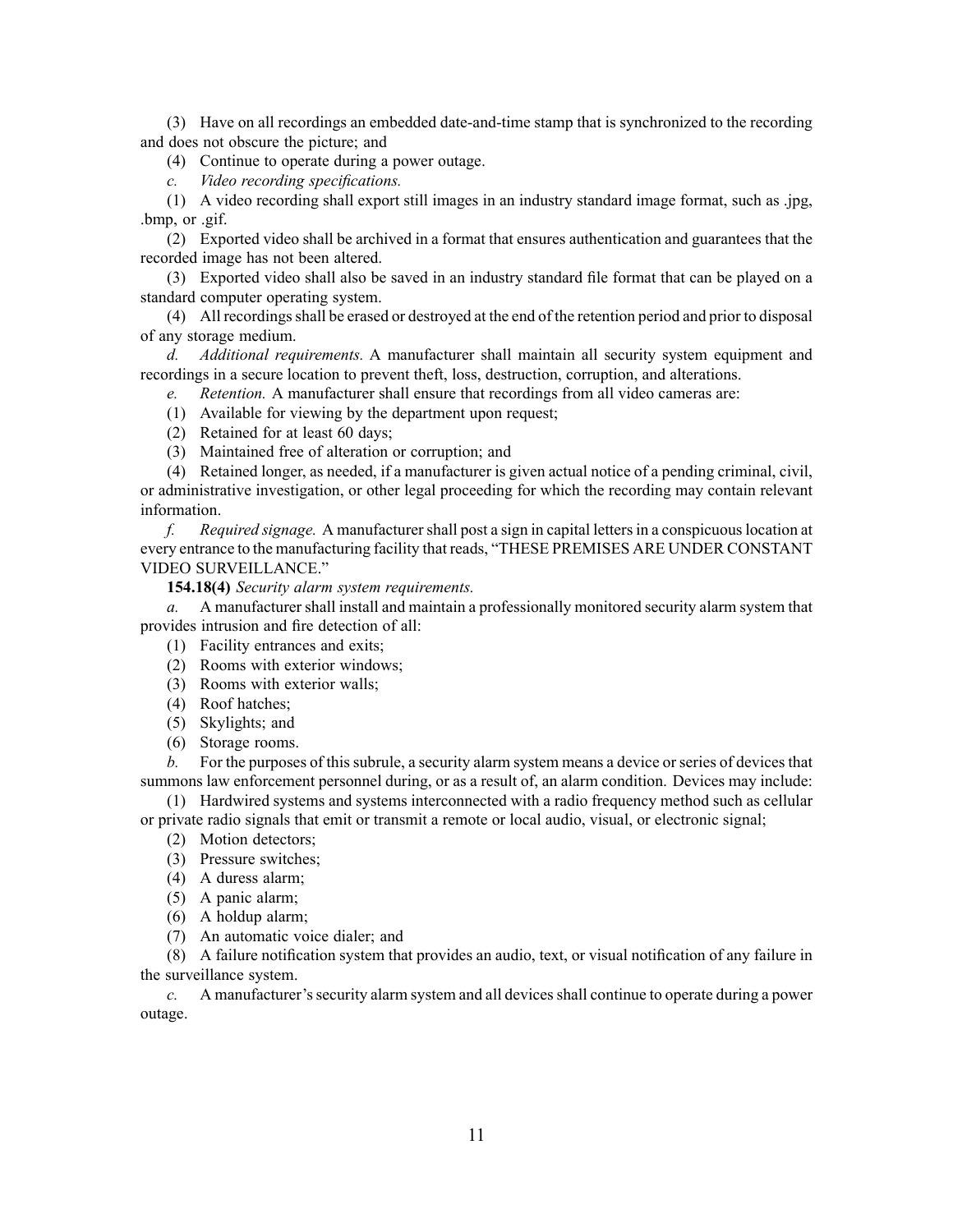(3) Have on all recordings an embedded date-and-time stamp that is synchronized to the recording and does not obscure the picture; and

(4) Continue to operate during a power outage.

*c. Video recording specifications.*

(1) A video recording shall export still images in an industry standard image format, such as .jpg, .bmp, or .gif.

(2) Exported video shall be archived in a format that ensures authentication and guarantees that the recorded image has not been altered.

(3) Exported video shall also be saved in an industry standard file format that can be played on a standard computer operating system.

(4) All recordings shall be erased or destroyed at the end of the retention period and prior to disposal of any storage medium.

*d. Additional requirements.* A manufacturer shall maintain all security system equipment and recordings in a secure location to prevent theft, loss, destruction, corruption, and alterations.

*e. Retention.* A manufacturer shall ensure that recordings from all video cameras are:

(1) Available for viewing by the department upon request;

(2) Retained for at least 60 days;

(3) Maintained free of alteration or corruption; and

(4) Retained longer, as needed, if a manufacturer is given actual notice of a pending criminal, civil, or administrative investigation, or other legal proceeding for which the recording may contain relevant information.

*f. Required signage.* A manufacturer shall post a sign in capital letters in a conspicuous location at every entrance to the manufacturing facility that reads, "THESE PREMISES ARE UNDER CONSTANT VIDEO SURVEILLANCE."

**154.18(4)** *Security alarm system requirements.*

*a.* A manufacturer shall install and maintain a professionally monitored security alarm system that provides intrusion and fire detection of all:

(1) Facility entrances and exits;

(2) Rooms with exterior windows;

(3) Rooms with exterior walls;

(4) Roof hatches;

(5) Skylights; and

(6) Storage rooms.

*b.* For the purposes of this subrule, a security alarm system means a device or series of devices that summons law enforcement personnel during, or as a result of, an alarm condition. Devices may include:

(1) Hardwired systems and systems interconnected with a radio frequency method such as cellular or private radio signals that emit or transmit a remote or local audio, visual, or electronic signal;

(2) Motion detectors;

(3) Pressure switches;

(4) A duress alarm;

(5) A panic alarm;

(6) A holdup alarm;

(7) An automatic voice dialer; and

(8) A failure notification system that provides an audio, text, or visual notification of any failure in the surveillance system.

*c.* A manufacturer's security alarm system and all devices shall continue to operate during a power outage.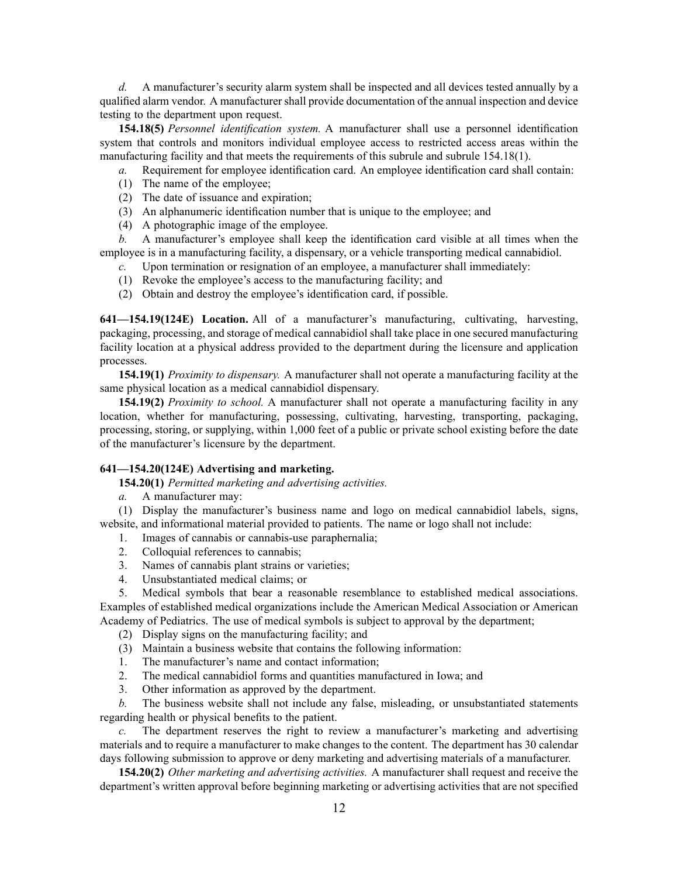*d.* A manufacturer's security alarm system shall be inspected and all devices tested annually by a qualified alarm vendor. A manufacturer shall provide documentation of the annual inspection and device testing to the department upon request.

**154.18(5)** *Personnel identification system.* A manufacturer shall use a personnel identification system that controls and monitors individual employee access to restricted access areas within the manufacturing facility and that meets the requirements of this subrule and subrule 154.18(1).

*a.* Requirement for employee identification card. An employee identification card shall contain:

(1) The name of the employee;

(2) The date of issuance and expiration;

(3) An alphanumeric identification number that is unique to the employee; and

(4) A photographic image of the employee.

*b.* A manufacturer's employee shall keep the identification card visible at all times when the employee is in a manufacturing facility, a dispensary, or a vehicle transporting medical cannabidiol.

*c.* Upon termination or resignation of an employee, a manufacturer shall immediately:

(1) Revoke the employee's access to the manufacturing facility; and

(2) Obtain and destroy the employee's identification card, if possible.

**641—154.19(124E) Location.** All of a manufacturer's manufacturing, cultivating, harvesting, packaging, processing, and storage of medical cannabidiol shall take place in one secured manufacturing facility location at a physical address provided to the department during the licensure and application processes.

**154.19(1)** *Proximity to dispensary.* A manufacturer shall not operate a manufacturing facility at the same physical location as a medical cannabidiol dispensary.

**154.19(2)** *Proximity to school.* A manufacturer shall not operate a manufacturing facility in any location, whether for manufacturing, possessing, cultivating, harvesting, transporting, packaging, processing, storing, or supplying, within 1,000 feet of a public or private school existing before the date of the manufacturer's licensure by the department.

**641—154.20(124E) Advertising and marketing.**

**154.20(1)** *Permitted marketing and advertising activities.*

*a.* A manufacturer may:

(1) Display the manufacturer's business name and logo on medical cannabidiol labels, signs, website, and informational material provided to patients. The name or logo shall not include:

1. Images of cannabis or cannabis-use paraphernalia;
2. Colloquial references to cannabis;
3. Names of cannabis plant strains or varieties;
4. Unsubstantiated medical claims; or
5. Medical symbols that bear a reasonable resemblance to established medical associations. Examples of established medical organizations include the American Medical Association or American Academy of Pediatrics. The use of medical symbols is subject to approval by the department;

(2) Display signs on the manufacturing facility; and

(3) Maintain a business website that contains the following information:

1. The manufacturer's name and contact information;
2. The medical cannabidiol forms and quantities manufactured in Iowa; and
3. Other information as approved by the department.

*b.* The business website shall not include any false, misleading, or unsubstantiated statements regarding health or physical benefits to the patient.

*c.* The department reserves the right to review a manufacturer's marketing and advertising materials and to require a manufacturer to make changes to the content. The department has 30 calendar days following submission to approve or deny marketing and advertising materials of a manufacturer.

**154.20(2)** *Other marketing and advertising activities.* A manufacturer shall request and receive the department's written approval before beginning marketing or advertising activities that are not specified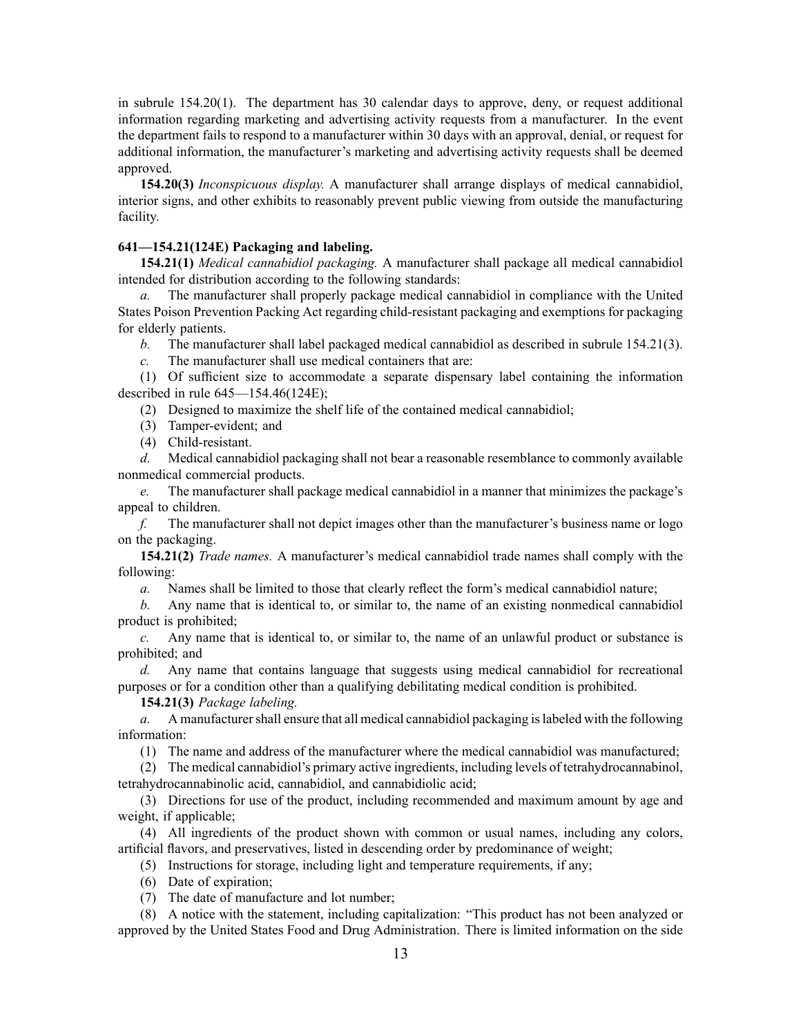in subrule 154.20(1). The department has 30 calendar days to approve, deny, or request additional information regarding marketing and advertising activity requests from a manufacturer. In the event the department fails to respond to a manufacturer within 30 days with an approval, denial, or request for additional information, the manufacturer's marketing and advertising activity requests shall be deemed approved.

**154.20(3)** *Inconspicuous display.* A manufacturer shall arrange displays of medical cannabidiol, interior signs, and other exhibits to reasonably prevent public viewing from outside the manufacturing facility.

**641—154.21(124E) Packaging and labeling.**

**154.21(1)** *Medical cannabidiol packaging.* A manufacturer shall package all medical cannabidiol intended for distribution according to the following standards:

*a.* The manufacturer shall properly package medical cannabidiol in compliance with the United States Poison Prevention Packing Act regarding child-resistant packaging and exemptions for packaging for elderly patients.

*b.* The manufacturer shall label packaged medical cannabidiol as described in subrule 154.21(3).

*c.* The manufacturer shall use medical containers that are:

(1) Of sufficient size to accommodate a separate dispensary label containing the information described in rule 645—154.46(124E);

(2) Designed to maximize the shelf life of the contained medical cannabidiol;

(3) Tamper-evident; and

(4) Child-resistant.

*d.* Medical cannabidiol packaging shall not bear a reasonable resemblance to commonly available nonmedical commercial products.

*e.* The manufacturer shall package medical cannabidiol in a manner that minimizes the package's appeal to children.

*f.* The manufacturer shall not depict images other than the manufacturer's business name or logo on the packaging.

**154.21(2)** *Trade names.* A manufacturer's medical cannabidiol trade names shall comply with the following:

*a.* Names shall be limited to those that clearly reflect the form's medical cannabidiol nature;

*b.* Any name that is identical to, or similar to, the name of an existing nonmedical cannabidiol product is prohibited;

*c.* Any name that is identical to, or similar to, the name of an unlawful product or substance is prohibited; and

*d.* Any name that contains language that suggests using medical cannabidiol for recreational purposes or for a condition other than a qualifying debilitating medical condition is prohibited.

**154.21(3)** *Package labeling.*

*a.* A manufacturer shall ensure that all medical cannabidiol packaging is labeled with the following information:

(1) The name and address of the manufacturer where the medical cannabidiol was manufactured;

(2) The medical cannabidiol's primary active ingredients, including levels of tetrahydrocannabinol, tetrahydrocannabinolic acid, cannabidiol, and cannabidiolic acid;

(3) Directions for use of the product, including recommended and maximum amount by age and weight, if applicable;

(4) All ingredients of the product shown with common or usual names, including any colors, artificial flavors, and preservatives, listed in descending order by predominance of weight;

(5) Instructions for storage, including light and temperature requirements, if any;

(6) Date of expiration;

(7) The date of manufacture and lot number;

(8) A notice with the statement, including capitalization: "This product has not been analyzed or approved by the United States Food and Drug Administration. There is limited information on the side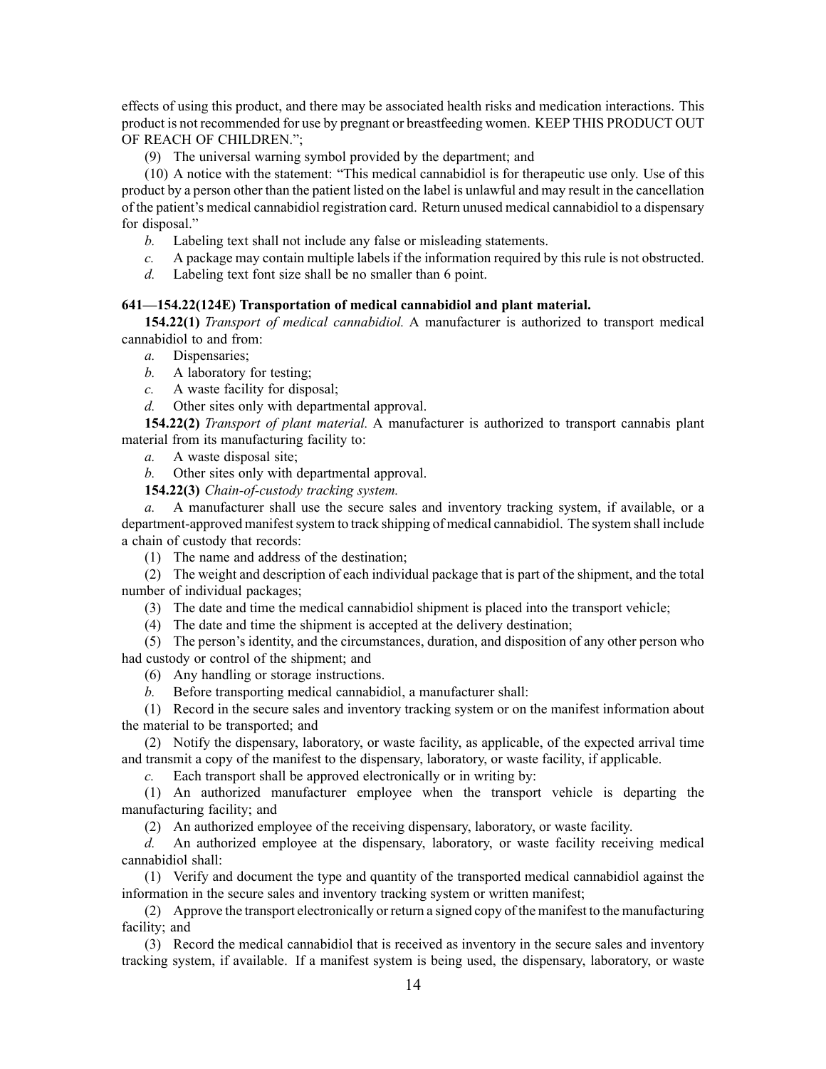effects of using this product, and there may be associated health risks and medication interactions. This product is not recommended for use by pregnant or breastfeeding women. KEEP THIS PRODUCT OUT OF REACH OF CHILDREN.";

(9) The universal warning symbol provided by the department; and

(10) A notice with the statement: "This medical cannabidiol is for therapeutic use only. Use of this product by a person other than the patient listed on the label is unlawful and may result in the cancellation of the patient's medical cannabidiol registration card. Return unused medical cannabidiol to a dispensary for disposal."

*b.* Labeling text shall not include any false or misleading statements.

*c.* A package may contain multiple labels if the information required by this rule is not obstructed.

*d.* Labeling text font size shall be no smaller than 6 point.

**641—154.22(124E) Transportation of medical cannabidiol and plant material.**

**154.22(1)** *Transport of medical cannabidiol.* A manufacturer is authorized to transport medical cannabidiol to and from:

*a.* Dispensaries;

*b.* A laboratory for testing;

*c.* A waste facility for disposal;

*d.* Other sites only with departmental approval.

**154.22(2)** *Transport of plant material.* A manufacturer is authorized to transport cannabis plant material from its manufacturing facility to:

*a.* A waste disposal site;

*b.* Other sites only with departmental approval.

**154.22(3)** *Chain-of-custody tracking system.*

*a.* A manufacturer shall use the secure sales and inventory tracking system, if available, or a department-approved manifest system to track shipping of medical cannabidiol. The system shall include a chain of custody that records:

(1) The name and address of the destination;

(2) The weight and description of each individual package that is part of the shipment, and the total number of individual packages;

(3) The date and time the medical cannabidiol shipment is placed into the transport vehicle;

(4) The date and time the shipment is accepted at the delivery destination;

(5) The person's identity, and the circumstances, duration, and disposition of any other person who had custody or control of the shipment; and

(6) Any handling or storage instructions.

*b.* Before transporting medical cannabidiol, a manufacturer shall:

(1) Record in the secure sales and inventory tracking system or on the manifest information about the material to be transported; and

(2) Notify the dispensary, laboratory, or waste facility, as applicable, of the expected arrival time and transmit a copy of the manifest to the dispensary, laboratory, or waste facility, if applicable.

*c.* Each transport shall be approved electronically or in writing by:

(1) An authorized manufacturer employee when the transport vehicle is departing the manufacturing facility; and

(2) An authorized employee of the receiving dispensary, laboratory, or waste facility.

*d.* An authorized employee at the dispensary, laboratory, or waste facility receiving medical cannabidiol shall:

(1) Verify and document the type and quantity of the transported medical cannabidiol against the information in the secure sales and inventory tracking system or written manifest;

(2) Approve the transport electronically or return a signed copy of the manifest to the manufacturing facility; and

(3) Record the medical cannabidiol that is received as inventory in the secure sales and inventory tracking system, if available. If a manifest system is being used, the dispensary, laboratory, or waste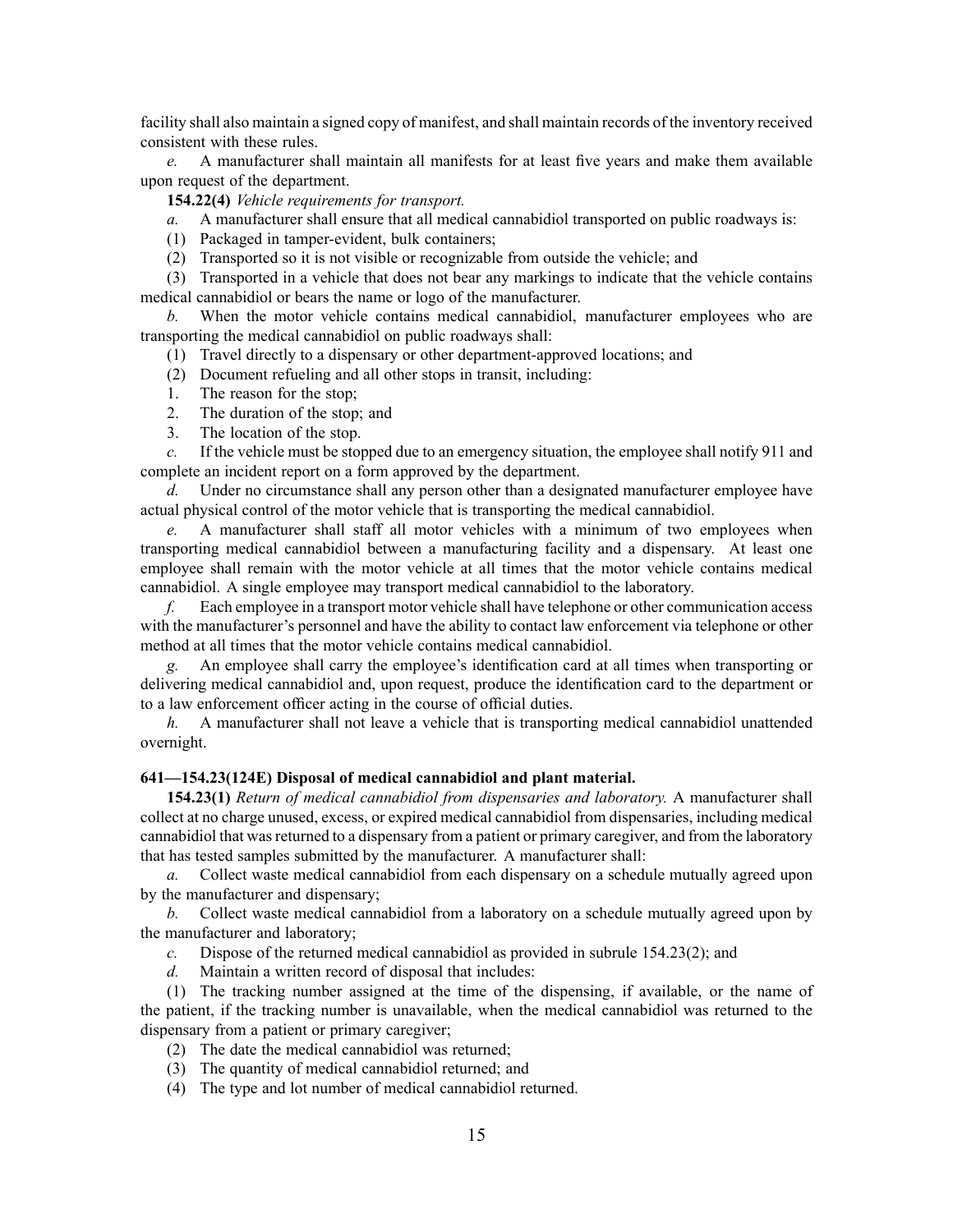facility shall also maintain a signed copy of manifest, and shall maintain records of the inventory received consistent with these rules.

*e.* A manufacturer shall maintain all manifests for at least five years and make them available upon request of the department.

**154.22(4)** *Vehicle requirements for transport.*

*a.* A manufacturer shall ensure that all medical cannabidiol transported on public roadways is:

(1) Packaged in tamper-evident, bulk containers;

(2) Transported so it is not visible or recognizable from outside the vehicle; and

(3) Transported in a vehicle that does not bear any markings to indicate that the vehicle contains medical cannabidiol or bears the name or logo of the manufacturer.

*b.* When the motor vehicle contains medical cannabidiol, manufacturer employees who are transporting the medical cannabidiol on public roadways shall:

(1) Travel directly to a dispensary or other department-approved locations; and

(2) Document refueling and all other stops in transit, including:

1. The reason for the stop;
2. The duration of the stop; and
3. The location of the stop.

*c.* If the vehicle must be stopped due to an emergency situation, the employee shall notify 911 and complete an incident report on a form approved by the department.

*d.* Under no circumstance shall any person other than a designated manufacturer employee have actual physical control of the motor vehicle that is transporting the medical cannabidiol.

*e.* A manufacturer shall staff all motor vehicles with a minimum of two employees when transporting medical cannabidiol between a manufacturing facility and a dispensary. At least one employee shall remain with the motor vehicle at all times that the motor vehicle contains medical cannabidiol. A single employee may transport medical cannabidiol to the laboratory.

*f.* Each employee in a transport motor vehicle shall have telephone or other communication access with the manufacturer's personnel and have the ability to contact law enforcement via telephone or other method at all times that the motor vehicle contains medical cannabidiol.

*g.* An employee shall carry the employee's identification card at all times when transporting or delivering medical cannabidiol and, upon request, produce the identification card to the department or to a law enforcement officer acting in the course of official duties.

*h.* A manufacturer shall not leave a vehicle that is transporting medical cannabidiol unattended overnight.

**641—154.23(124E) Disposal of medical cannabidiol and plant material.**

**154.23(1)** *Return of medical cannabidiol from dispensaries and laboratory.* A manufacturer shall collect at no charge unused, excess, or expired medical cannabidiol from dispensaries, including medical cannabidiol that was returned to a dispensary from a patient or primary caregiver, and from the laboratory that has tested samples submitted by the manufacturer. A manufacturer shall:

*a.* Collect waste medical cannabidiol from each dispensary on a schedule mutually agreed upon by the manufacturer and dispensary;

*b.* Collect waste medical cannabidiol from a laboratory on a schedule mutually agreed upon by the manufacturer and laboratory;

*c.* Dispose of the returned medical cannabidiol as provided in subrule 154.23(2); and

*d.* Maintain a written record of disposal that includes:

(1) The tracking number assigned at the time of the dispensing, if available, or the name of the patient, if the tracking number is unavailable, when the medical cannabidiol was returned to the dispensary from a patient or primary caregiver;

(2) The date the medical cannabidiol was returned;

(3) The quantity of medical cannabidiol returned; and

(4) The type and lot number of medical cannabidiol returned.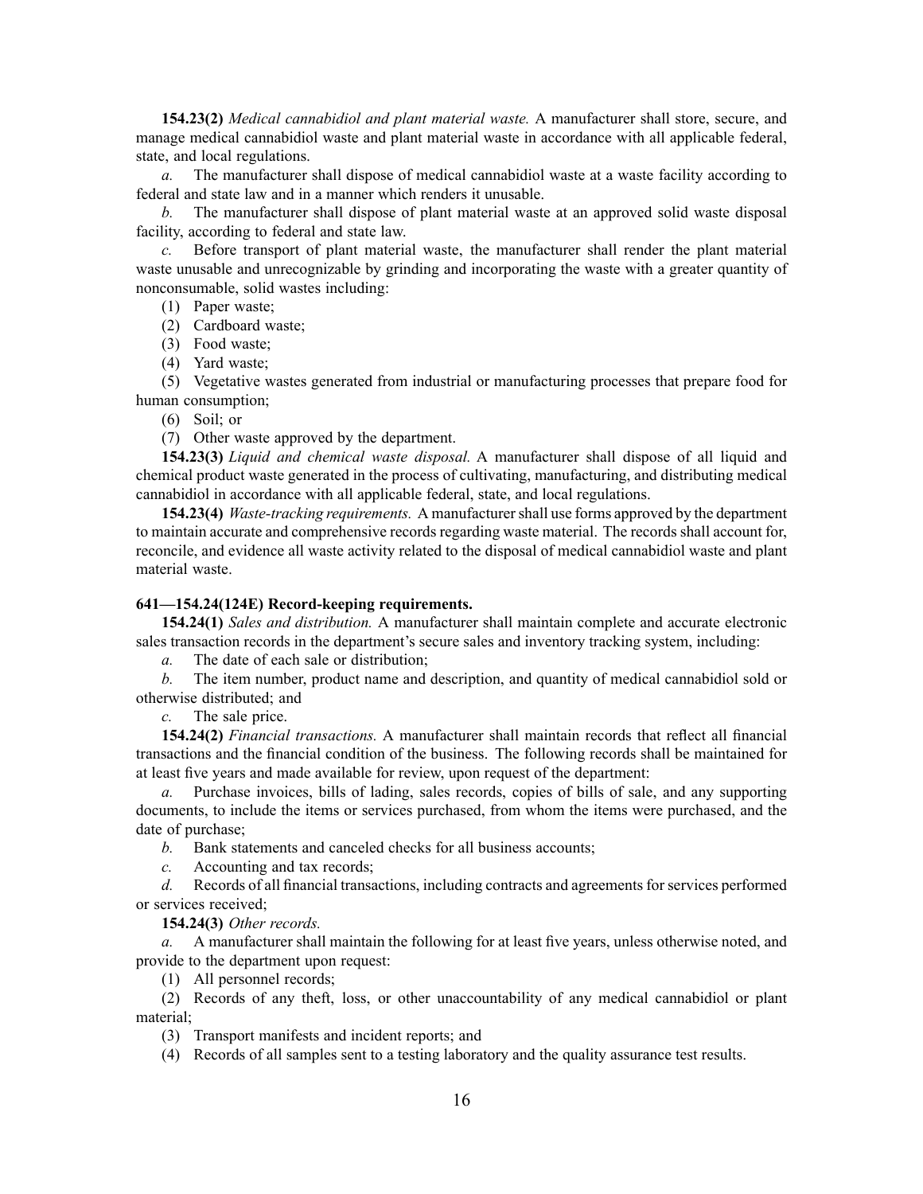**154.23(2)** *Medical cannabidiol and plant material waste.* A manufacturer shall store, secure, and manage medical cannabidiol waste and plant material waste in accordance with all applicable federal, state, and local regulations.

*a.* The manufacturer shall dispose of medical cannabidiol waste at a waste facility according to federal and state law and in a manner which renders it unusable.

*b.* The manufacturer shall dispose of plant material waste at an approved solid waste disposal facility, according to federal and state law.

*c.* Before transport of plant material waste, the manufacturer shall render the plant material waste unusable and unrecognizable by grinding and incorporating the waste with a greater quantity of nonconsumable, solid wastes including:

(1) Paper waste;

(2) Cardboard waste;

(3) Food waste;

(4) Yard waste;

(5) Vegetative wastes generated from industrial or manufacturing processes that prepare food for human consumption;

(6) Soil; or

(7) Other waste approved by the department.

**154.23(3)** *Liquid and chemical waste disposal.* A manufacturer shall dispose of all liquid and chemical product waste generated in the process of cultivating, manufacturing, and distributing medical cannabidiol in accordance with all applicable federal, state, and local regulations.

**154.23(4)** *Waste-tracking requirements.* A manufacturer shall use forms approved by the department to maintain accurate and comprehensive records regarding waste material. The records shall account for, reconcile, and evidence all waste activity related to the disposal of medical cannabidiol waste and plant material waste.

**641—154.24(124E) Record-keeping requirements.**

**154.24(1)** *Sales and distribution.* A manufacturer shall maintain complete and accurate electronic sales transaction records in the department's secure sales and inventory tracking system, including:

*a.* The date of each sale or distribution;

*b.* The item number, product name and description, and quantity of medical cannabidiol sold or otherwise distributed; and

*c.* The sale price.

**154.24(2)** *Financial transactions.* A manufacturer shall maintain records that reflect all financial transactions and the financial condition of the business. The following records shall be maintained for at least five years and made available for review, upon request of the department:

*a.* Purchase invoices, bills of lading, sales records, copies of bills of sale, and any supporting documents, to include the items or services purchased, from whom the items were purchased, and the date of purchase;

*b.* Bank statements and canceled checks for all business accounts;

*c.* Accounting and tax records;

*d.* Records of all financial transactions, including contracts and agreements for services performed or services received;

**154.24(3)** *Other records.*

*a.* A manufacturer shall maintain the following for at least five years, unless otherwise noted, and provide to the department upon request:

(1) All personnel records;

(2) Records of any theft, loss, or other unaccountability of any medical cannabidiol or plant material;

(3) Transport manifests and incident reports; and

(4) Records of all samples sent to a testing laboratory and the quality assurance test results.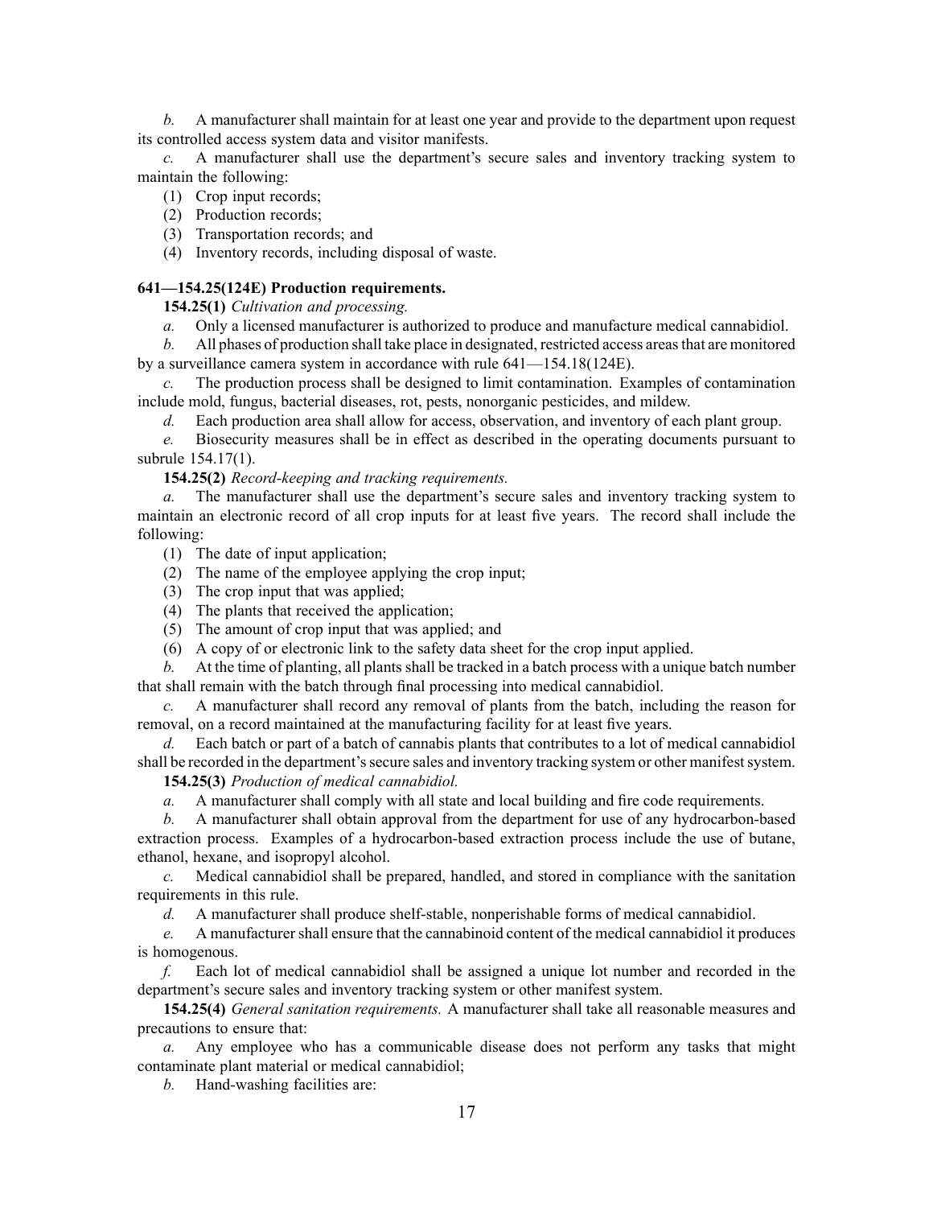*b.* A manufacturer shall maintain for at least one year and provide to the department upon request its controlled access system data and visitor manifests.

*c.* A manufacturer shall use the department's secure sales and inventory tracking system to maintain the following:

(1) Crop input records;

(2) Production records;

(3) Transportation records; and

(4) Inventory records, including disposal of waste.

**641—154.25(124E) Production requirements.**

**154.25(1)** *Cultivation and processing.*

*a.* Only a licensed manufacturer is authorized to produce and manufacture medical cannabidiol.

*b.* All phases of production shall take place in designated, restricted access areas that are monitored by a surveillance camera system in accordance with rule 641—154.18(124E).

*c.* The production process shall be designed to limit contamination. Examples of contamination include mold, fungus, bacterial diseases, rot, pests, nonorganic pesticides, and mildew.

*d.* Each production area shall allow for access, observation, and inventory of each plant group.

*e.* Biosecurity measures shall be in effect as described in the operating documents pursuant to subrule 154.17(1).

**154.25(2)** *Record-keeping and tracking requirements.*

*a.* The manufacturer shall use the department's secure sales and inventory tracking system to maintain an electronic record of all crop inputs for at least five years. The record shall include the following:

(1) The date of input application;

(2) The name of the employee applying the crop input;

(3) The crop input that was applied;

(4) The plants that received the application;

(5) The amount of crop input that was applied; and

(6) A copy of or electronic link to the safety data sheet for the crop input applied.

*b.* At the time of planting, all plants shall be tracked in a batch process with a unique batch number that shall remain with the batch through final processing into medical cannabidiol.

*c.* A manufacturer shall record any removal of plants from the batch, including the reason for removal, on a record maintained at the manufacturing facility for at least five years.

*d.* Each batch or part of a batch of cannabis plants that contributes to a lot of medical cannabidiol shall be recorded in the department's secure sales and inventory tracking system or other manifest system.

**154.25(3)** *Production of medical cannabidiol.*

*a.* A manufacturer shall comply with all state and local building and fire code requirements.

*b.* A manufacturer shall obtain approval from the department for use of any hydrocarbon-based extraction process. Examples of a hydrocarbon-based extraction process include the use of butane, ethanol, hexane, and isopropyl alcohol.

*c.* Medical cannabidiol shall be prepared, handled, and stored in compliance with the sanitation requirements in this rule.

*d.* A manufacturer shall produce shelf-stable, nonperishable forms of medical cannabidiol.

*e.* A manufacturer shall ensure that the cannabinoid content of the medical cannabidiol it produces is homogenous.

*f.* Each lot of medical cannabidiol shall be assigned a unique lot number and recorded in the department's secure sales and inventory tracking system or other manifest system.

**154.25(4)** *General sanitation requirements.* A manufacturer shall take all reasonable measures and precautions to ensure that:

*a.* Any employee who has a communicable disease does not perform any tasks that might contaminate plant material or medical cannabidiol;

*b.* Hand-washing facilities are: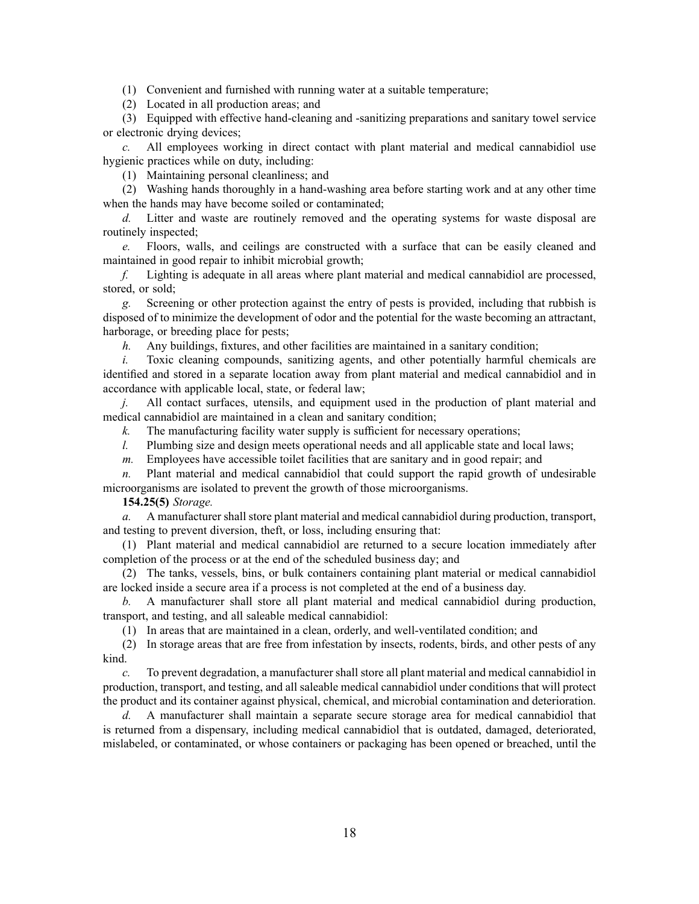(1) Convenient and furnished with running water at a suitable temperature;

(2) Located in all production areas; and

(3) Equipped with effective hand-cleaning and -sanitizing preparations and sanitary towel service or electronic drying devices;

*c.* All employees working in direct contact with plant material and medical cannabidiol use hygienic practices while on duty, including:

(1) Maintaining personal cleanliness; and

(2) Washing hands thoroughly in a hand-washing area before starting work and at any other time when the hands may have become soiled or contaminated;

*d.* Litter and waste are routinely removed and the operating systems for waste disposal are routinely inspected;

*e.* Floors, walls, and ceilings are constructed with a surface that can be easily cleaned and maintained in good repair to inhibit microbial growth;

*f.* Lighting is adequate in all areas where plant material and medical cannabidiol are processed, stored, or sold;

*g.* Screening or other protection against the entry of pests is provided, including that rubbish is disposed of to minimize the development of odor and the potential for the waste becoming an attractant, harborage, or breeding place for pests;

*h.* Any buildings, fixtures, and other facilities are maintained in a sanitary condition;

*i.* Toxic cleaning compounds, sanitizing agents, and other potentially harmful chemicals are identified and stored in a separate location away from plant material and medical cannabidiol and in accordance with applicable local, state, or federal law;

*j.* All contact surfaces, utensils, and equipment used in the production of plant material and medical cannabidiol are maintained in a clean and sanitary condition;

*k.* The manufacturing facility water supply is sufficient for necessary operations;

*l.* Plumbing size and design meets operational needs and all applicable state and local laws;

*m.* Employees have accessible toilet facilities that are sanitary and in good repair; and

*n.* Plant material and medical cannabidiol that could support the rapid growth of undesirable microorganisms are isolated to prevent the growth of those microorganisms.

**154.25(5)** *Storage.*

*a.* A manufacturer shall store plant material and medical cannabidiol during production, transport, and testing to prevent diversion, theft, or loss, including ensuring that:

(1) Plant material and medical cannabidiol are returned to a secure location immediately after completion of the process or at the end of the scheduled business day; and

(2) The tanks, vessels, bins, or bulk containers containing plant material or medical cannabidiol are locked inside a secure area if a process is not completed at the end of a business day.

*b.* A manufacturer shall store all plant material and medical cannabidiol during production, transport, and testing, and all saleable medical cannabidiol:

(1) In areas that are maintained in a clean, orderly, and well-ventilated condition; and

(2) In storage areas that are free from infestation by insects, rodents, birds, and other pests of any kind.

*c.* To prevent degradation, a manufacturer shall store all plant material and medical cannabidiol in production, transport, and testing, and all saleable medical cannabidiol under conditions that will protect the product and its container against physical, chemical, and microbial contamination and deterioration.

*d.* A manufacturer shall maintain a separate secure storage area for medical cannabidiol that is returned from a dispensary, including medical cannabidiol that is outdated, damaged, deteriorated, mislabeled, or contaminated, or whose containers or packaging has been opened or breached, until the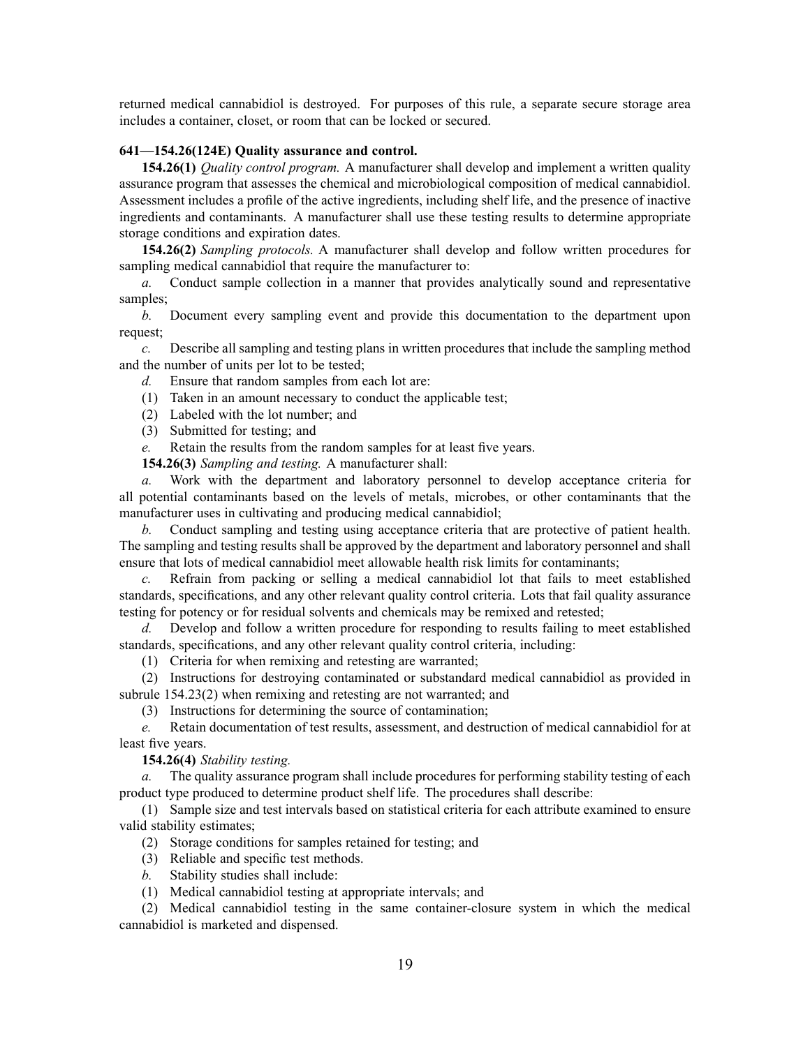returned medical cannabidiol is destroyed. For purposes of this rule, a separate secure storage area includes a container, closet, or room that can be locked or secured.

**641—154.26(124E) Quality assurance and control.**

**154.26(1)** *Quality control program.* A manufacturer shall develop and implement a written quality assurance program that assesses the chemical and microbiological composition of medical cannabidiol. Assessment includes a profile of the active ingredients, including shelf life, and the presence of inactive ingredients and contaminants. A manufacturer shall use these testing results to determine appropriate storage conditions and expiration dates.

**154.26(2)** *Sampling protocols.* A manufacturer shall develop and follow written procedures for sampling medical cannabidiol that require the manufacturer to:

*a.* Conduct sample collection in a manner that provides analytically sound and representative samples;

*b.* Document every sampling event and provide this documentation to the department upon request;

*c.* Describe all sampling and testing plans in written procedures that include the sampling method and the number of units per lot to be tested;

*d.* Ensure that random samples from each lot are:

(1) Taken in an amount necessary to conduct the applicable test;

(2) Labeled with the lot number; and

(3) Submitted for testing; and

*e.* Retain the results from the random samples for at least five years.

**154.26(3)** *Sampling and testing.* A manufacturer shall:

*a.* Work with the department and laboratory personnel to develop acceptance criteria for all potential contaminants based on the levels of metals, microbes, or other contaminants that the manufacturer uses in cultivating and producing medical cannabidiol;

*b.* Conduct sampling and testing using acceptance criteria that are protective of patient health. The sampling and testing results shall be approved by the department and laboratory personnel and shall ensure that lots of medical cannabidiol meet allowable health risk limits for contaminants;

*c.* Refrain from packing or selling a medical cannabidiol lot that fails to meet established standards, specifications, and any other relevant quality control criteria. Lots that fail quality assurance testing for potency or for residual solvents and chemicals may be remixed and retested;

*d.* Develop and follow a written procedure for responding to results failing to meet established standards, specifications, and any other relevant quality control criteria, including:

(1) Criteria for when remixing and retesting are warranted;

(2) Instructions for destroying contaminated or substandard medical cannabidiol as provided in subrule 154.23(2) when remixing and retesting are not warranted; and

(3) Instructions for determining the source of contamination;

*e.* Retain documentation of test results, assessment, and destruction of medical cannabidiol for at least five years.

**154.26(4)** *Stability testing.*

*a.* The quality assurance program shall include procedures for performing stability testing of each product type produced to determine product shelf life. The procedures shall describe:

(1) Sample size and test intervals based on statistical criteria for each attribute examined to ensure valid stability estimates;

(2) Storage conditions for samples retained for testing; and

(3) Reliable and specific test methods.

*b.* Stability studies shall include:

(1) Medical cannabidiol testing at appropriate intervals; and

(2) Medical cannabidiol testing in the same container-closure system in which the medical cannabidiol is marketed and dispensed.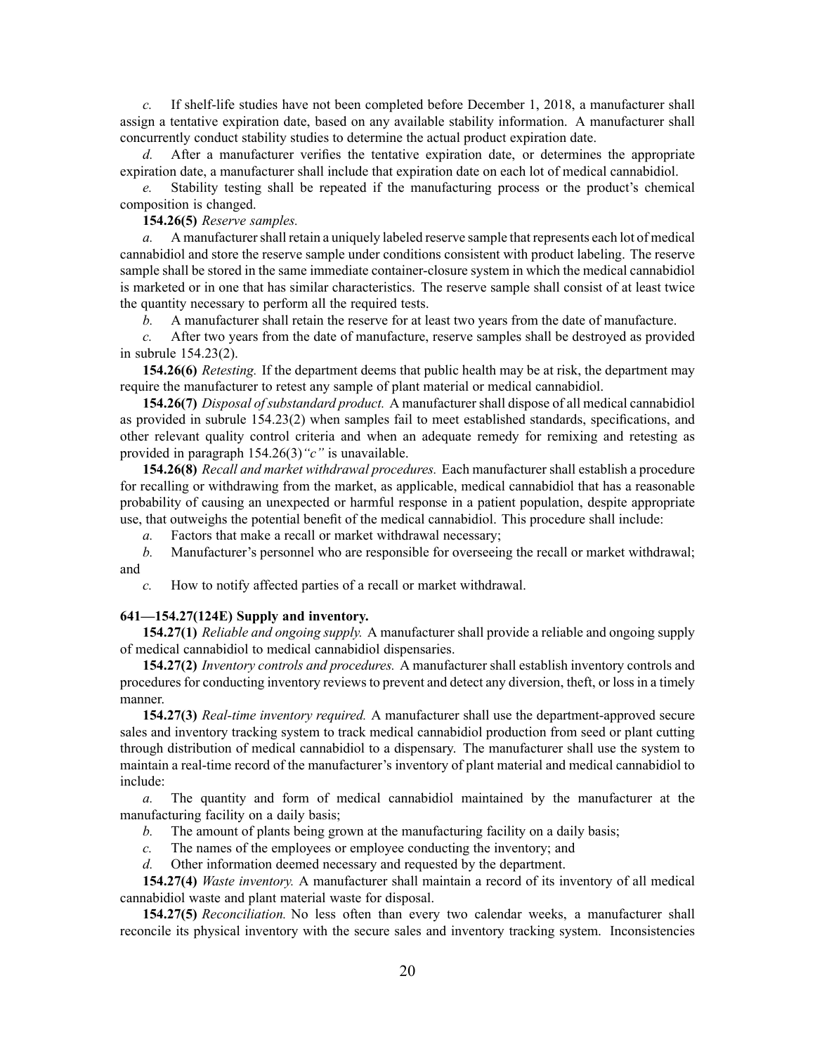*c.* If shelf-life studies have not been completed before December 1, 2018, a manufacturer shall assign a tentative expiration date, based on any available stability information. A manufacturer shall concurrently conduct stability studies to determine the actual product expiration date.

*d.* After a manufacturer verifies the tentative expiration date, or determines the appropriate expiration date, a manufacturer shall include that expiration date on each lot of medical cannabidiol.

*e.* Stability testing shall be repeated if the manufacturing process or the product's chemical composition is changed.

**154.26(5)** *Reserve samples.*

*a.* A manufacturer shall retain a uniquely labeled reserve sample that represents each lot of medical cannabidiol and store the reserve sample under conditions consistent with product labeling. The reserve sample shall be stored in the same immediate container-closure system in which the medical cannabidiol is marketed or in one that has similar characteristics. The reserve sample shall consist of at least twice the quantity necessary to perform all the required tests.

*b.* A manufacturer shall retain the reserve for at least two years from the date of manufacture.

*c.* After two years from the date of manufacture, reserve samples shall be destroyed as provided in subrule 154.23(2).

**154.26(6)** *Retesting.* If the department deems that public health may be at risk, the department may require the manufacturer to retest any sample of plant material or medical cannabidiol.

**154.26(7)** *Disposal of substandard product.* A manufacturer shall dispose of all medical cannabidiol as provided in subrule 154.23(2) when samples fail to meet established standards, specifications, and other relevant quality control criteria and when an adequate remedy for remixing and retesting as provided in paragraph 154.26(3)*"c"* is unavailable.

**154.26(8)** *Recall and market withdrawal procedures.* Each manufacturer shall establish a procedure for recalling or withdrawing from the market, as applicable, medical cannabidiol that has a reasonable probability of causing an unexpected or harmful response in a patient population, despite appropriate use, that outweighs the potential benefit of the medical cannabidiol. This procedure shall include:

*a.* Factors that make a recall or market withdrawal necessary;

*b.* Manufacturer's personnel who are responsible for overseeing the recall or market withdrawal; and

*c.* How to notify affected parties of a recall or market withdrawal.

**641—154.27(124E) Supply and inventory.**

**154.27(1)** *Reliable and ongoing supply.* A manufacturer shall provide a reliable and ongoing supply of medical cannabidiol to medical cannabidiol dispensaries.

**154.27(2)** *Inventory controls and procedures.* A manufacturer shall establish inventory controls and procedures for conducting inventory reviews to prevent and detect any diversion, theft, or loss in a timely manner.

**154.27(3)** *Real-time inventory required.* A manufacturer shall use the department-approved secure sales and inventory tracking system to track medical cannabidiol production from seed or plant cutting through distribution of medical cannabidiol to a dispensary. The manufacturer shall use the system to maintain a real-time record of the manufacturer's inventory of plant material and medical cannabidiol to include:

*a.* The quantity and form of medical cannabidiol maintained by the manufacturer at the manufacturing facility on a daily basis;

*b.* The amount of plants being grown at the manufacturing facility on a daily basis;

*c.* The names of the employees or employee conducting the inventory; and

*d.* Other information deemed necessary and requested by the department.

**154.27(4)** *Waste inventory.* A manufacturer shall maintain a record of its inventory of all medical cannabidiol waste and plant material waste for disposal.

**154.27(5)** *Reconciliation.* No less often than every two calendar weeks, a manufacturer shall reconcile its physical inventory with the secure sales and inventory tracking system. Inconsistencies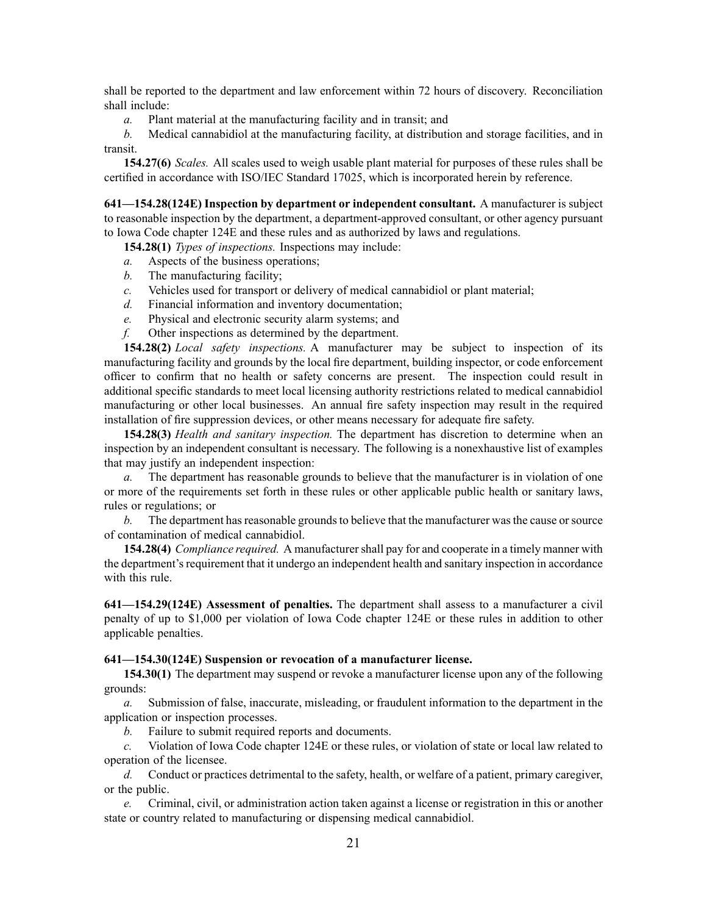shall be reported to the department and law enforcement within 72 hours of discovery. Reconciliation shall include:

*a.* Plant material at the manufacturing facility and in transit; and

*b.* Medical cannabidiol at the manufacturing facility, at distribution and storage facilities, and in transit.

**154.27(6)** *Scales.* All scales used to weigh usable plant material for purposes of these rules shall be certified in accordance with ISO/IEC Standard 17025, which is incorporated herein by reference.

**641—154.28(124E) Inspection by department or independent consultant.** A manufacturer is subject to reasonable inspection by the department, a department-approved consultant, or other agency pursuant to Iowa Code chapter 124E and these rules and as authorized by laws and regulations.

**154.28(1)** *Types of inspections.* Inspections may include:

*a.* Aspects of the business operations;

*b.* The manufacturing facility;

*c.* Vehicles used for transport or delivery of medical cannabidiol or plant material;

*d.* Financial information and inventory documentation;

*e.* Physical and electronic security alarm systems; and

*f.* Other inspections as determined by the department.

**154.28(2)** *Local safety inspections.* A manufacturer may be subject to inspection of its manufacturing facility and grounds by the local fire department, building inspector, or code enforcement officer to confirm that no health or safety concerns are present. The inspection could result in additional specific standards to meet local licensing authority restrictions related to medical cannabidiol manufacturing or other local businesses. An annual fire safety inspection may result in the required installation of fire suppression devices, or other means necessary for adequate fire safety.

**154.28(3)** *Health and sanitary inspection.* The department has discretion to determine when an inspection by an independent consultant is necessary. The following is a nonexhaustive list of examples that may justify an independent inspection:

*a.* The department has reasonable grounds to believe that the manufacturer is in violation of one or more of the requirements set forth in these rules or other applicable public health or sanitary laws, rules or regulations; or

*b.* The department has reasonable grounds to believe that the manufacturer was the cause or source of contamination of medical cannabidiol.

**154.28(4)** *Compliance required.* A manufacturer shall pay for and cooperate in a timely manner with the department's requirement that it undergo an independent health and sanitary inspection in accordance with this rule.

**641—154.29(124E) Assessment of penalties.** The department shall assess to a manufacturer a civil penalty of up to $1,000 per violation of Iowa Code chapter 124E or these rules in addition to other applicable penalties.

**641—154.30(124E) Suspension or revocation of a manufacturer license.**

**154.30(1)** The department may suspend or revoke a manufacturer license upon any of the following grounds:

*a.* Submission of false, inaccurate, misleading, or fraudulent information to the department in the application or inspection processes.

*b.* Failure to submit required reports and documents.

*c.* Violation of Iowa Code chapter 124E or these rules, or violation of state or local law related to operation of the licensee.

*d.* Conduct or practices detrimental to the safety, health, or welfare of a patient, primary caregiver, or the public.

*e.* Criminal, civil, or administration action taken against a license or registration in this or another state or country related to manufacturing or dispensing medical cannabidiol.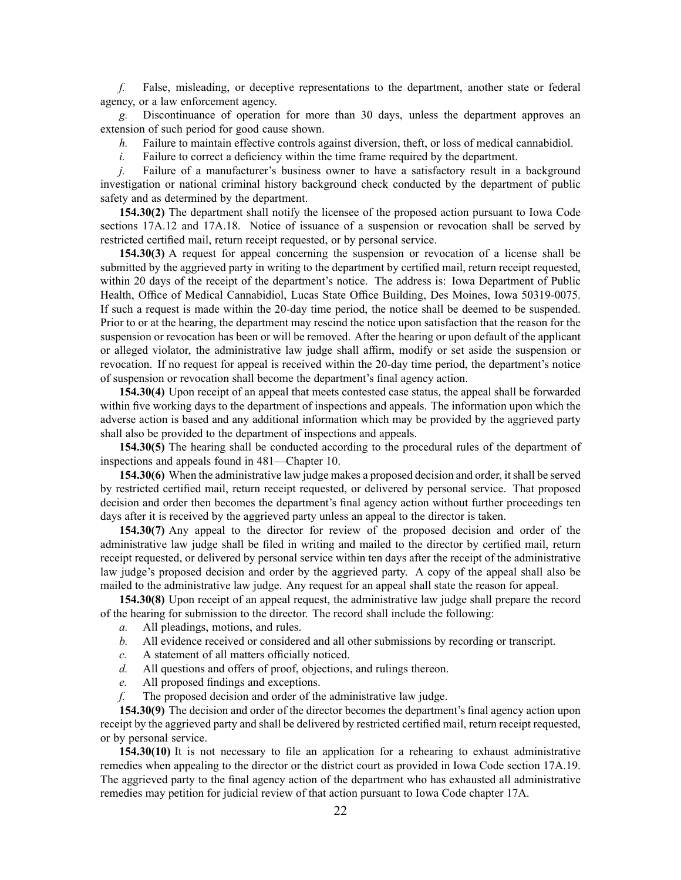*f.* False, misleading, or deceptive representations to the department, another state or federal agency, or a law enforcement agency.

*g.* Discontinuance of operation for more than 30 days, unless the department approves an extension of such period for good cause shown.

*h.* Failure to maintain effective controls against diversion, theft, or loss of medical cannabidiol.

*i.* Failure to correct a deficiency within the time frame required by the department.

*j.* Failure of a manufacturer's business owner to have a satisfactory result in a background investigation or national criminal history background check conducted by the department of public safety and as determined by the department.

**154.30(2)** The department shall notify the licensee of the proposed action pursuant to Iowa Code sections 17A.12 and 17A.18. Notice of issuance of a suspension or revocation shall be served by restricted certified mail, return receipt requested, or by personal service.

**154.30(3)** A request for appeal concerning the suspension or revocation of a license shall be submitted by the aggrieved party in writing to the department by certified mail, return receipt requested, within 20 days of the receipt of the department's notice. The address is: Iowa Department of Public Health, Office of Medical Cannabidiol, Lucas State Office Building, Des Moines, Iowa 50319-0075. If such a request is made within the 20-day time period, the notice shall be deemed to be suspended. Prior to or at the hearing, the department may rescind the notice upon satisfaction that the reason for the suspension or revocation has been or will be removed. After the hearing or upon default of the applicant or alleged violator, the administrative law judge shall affirm, modify or set aside the suspension or revocation. If no request for appeal is received within the 20-day time period, the department's notice of suspension or revocation shall become the department's final agency action.

**154.30(4)** Upon receipt of an appeal that meets contested case status, the appeal shall be forwarded within five working days to the department of inspections and appeals. The information upon which the adverse action is based and any additional information which may be provided by the aggrieved party shall also be provided to the department of inspections and appeals.

**154.30(5)** The hearing shall be conducted according to the procedural rules of the department of inspections and appeals found in 481—Chapter 10.

**154.30(6)** When the administrative law judge makes a proposed decision and order, it shall be served by restricted certified mail, return receipt requested, or delivered by personal service. That proposed decision and order then becomes the department's final agency action without further proceedings ten days after it is received by the aggrieved party unless an appeal to the director is taken.

**154.30(7)** Any appeal to the director for review of the proposed decision and order of the administrative law judge shall be filed in writing and mailed to the director by certified mail, return receipt requested, or delivered by personal service within ten days after the receipt of the administrative law judge's proposed decision and order by the aggrieved party. A copy of the appeal shall also be mailed to the administrative law judge. Any request for an appeal shall state the reason for appeal.

**154.30(8)** Upon receipt of an appeal request, the administrative law judge shall prepare the record of the hearing for submission to the director. The record shall include the following:

*a.* All pleadings, motions, and rules.

*b.* All evidence received or considered and all other submissions by recording or transcript.

*c.* A statement of all matters officially noticed.

*d.* All questions and offers of proof, objections, and rulings thereon.

*e.* All proposed findings and exceptions.

*f.* The proposed decision and order of the administrative law judge.

**154.30(9)** The decision and order of the director becomes the department's final agency action upon receipt by the aggrieved party and shall be delivered by restricted certified mail, return receipt requested, or by personal service.

**154.30(10)** It is not necessary to file an application for a rehearing to exhaust administrative remedies when appealing to the director or the district court as provided in Iowa Code section 17A.19. The aggrieved party to the final agency action of the department who has exhausted all administrative remedies may petition for judicial review of that action pursuant to Iowa Code chapter 17A.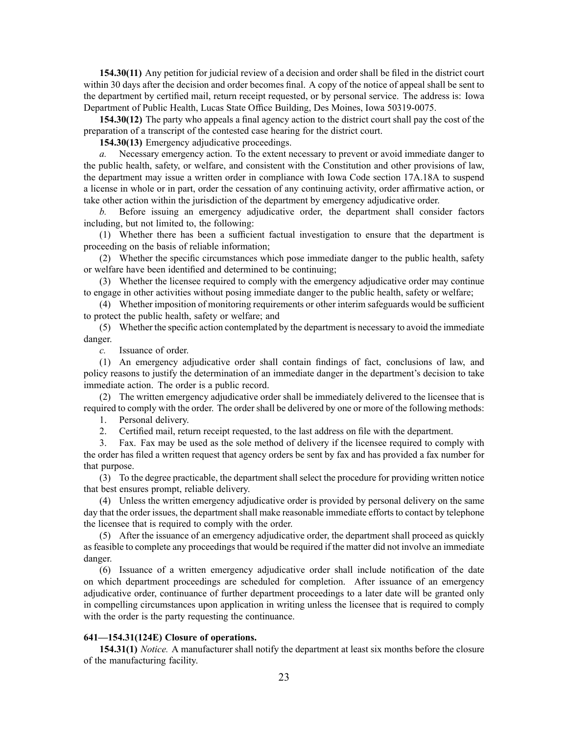**154.30(11)** Any petition for judicial review of a decision and order shall be filed in the district court within 30 days after the decision and order becomes final. A copy of the notice of appeal shall be sent to the department by certified mail, return receipt requested, or by personal service. The address is: Iowa Department of Public Health, Lucas State Office Building, Des Moines, Iowa 50319-0075.

**154.30(12)** The party who appeals a final agency action to the district court shall pay the cost of the preparation of a transcript of the contested case hearing for the district court.

**154.30(13)** Emergency adjudicative proceedings.

*a.* Necessary emergency action. To the extent necessary to prevent or avoid immediate danger to the public health, safety, or welfare, and consistent with the Constitution and other provisions of law, the department may issue a written order in compliance with Iowa Code section 17A.18A to suspend a license in whole or in part, order the cessation of any continuing activity, order affirmative action, or take other action within the jurisdiction of the department by emergency adjudicative order.

*b.* Before issuing an emergency adjudicative order, the department shall consider factors including, but not limited to, the following:

(1) Whether there has been a sufficient factual investigation to ensure that the department is proceeding on the basis of reliable information;

(2) Whether the specific circumstances which pose immediate danger to the public health, safety or welfare have been identified and determined to be continuing;

(3) Whether the licensee required to comply with the emergency adjudicative order may continue to engage in other activities without posing immediate danger to the public health, safety or welfare;

(4) Whether imposition of monitoring requirements or other interim safeguards would be sufficient to protect the public health, safety or welfare; and

(5) Whether the specific action contemplated by the department is necessary to avoid the immediate danger.

*c.* Issuance of order.

(1) An emergency adjudicative order shall contain findings of fact, conclusions of law, and policy reasons to justify the determination of an immediate danger in the department's decision to take immediate action. The order is a public record.

(2) The written emergency adjudicative order shall be immediately delivered to the licensee that is required to comply with the order. The order shall be delivered by one or more of the following methods:

1. Personal delivery.
2. Certified mail, return receipt requested, to the last address on file with the department.
3. Fax. Fax may be used as the sole method of delivery if the licensee required to comply with the order has filed a written request that agency orders be sent by fax and has provided a fax number for that purpose.

(3) To the degree practicable, the department shall select the procedure for providing written notice that best ensures prompt, reliable delivery.

(4) Unless the written emergency adjudicative order is provided by personal delivery on the same day that the order issues, the department shall make reasonable immediate efforts to contact by telephone the licensee that is required to comply with the order.

(5) After the issuance of an emergency adjudicative order, the department shall proceed as quickly as feasible to complete any proceedings that would be required if the matter did not involve an immediate danger.

(6) Issuance of a written emergency adjudicative order shall include notification of the date on which department proceedings are scheduled for completion. After issuance of an emergency adjudicative order, continuance of further department proceedings to a later date will be granted only in compelling circumstances upon application in writing unless the licensee that is required to comply with the order is the party requesting the continuance.

**641—154.31(124E) Closure of operations.**

**154.31(1)** *Notice.* A manufacturer shall notify the department at least six months before the closure of the manufacturing facility.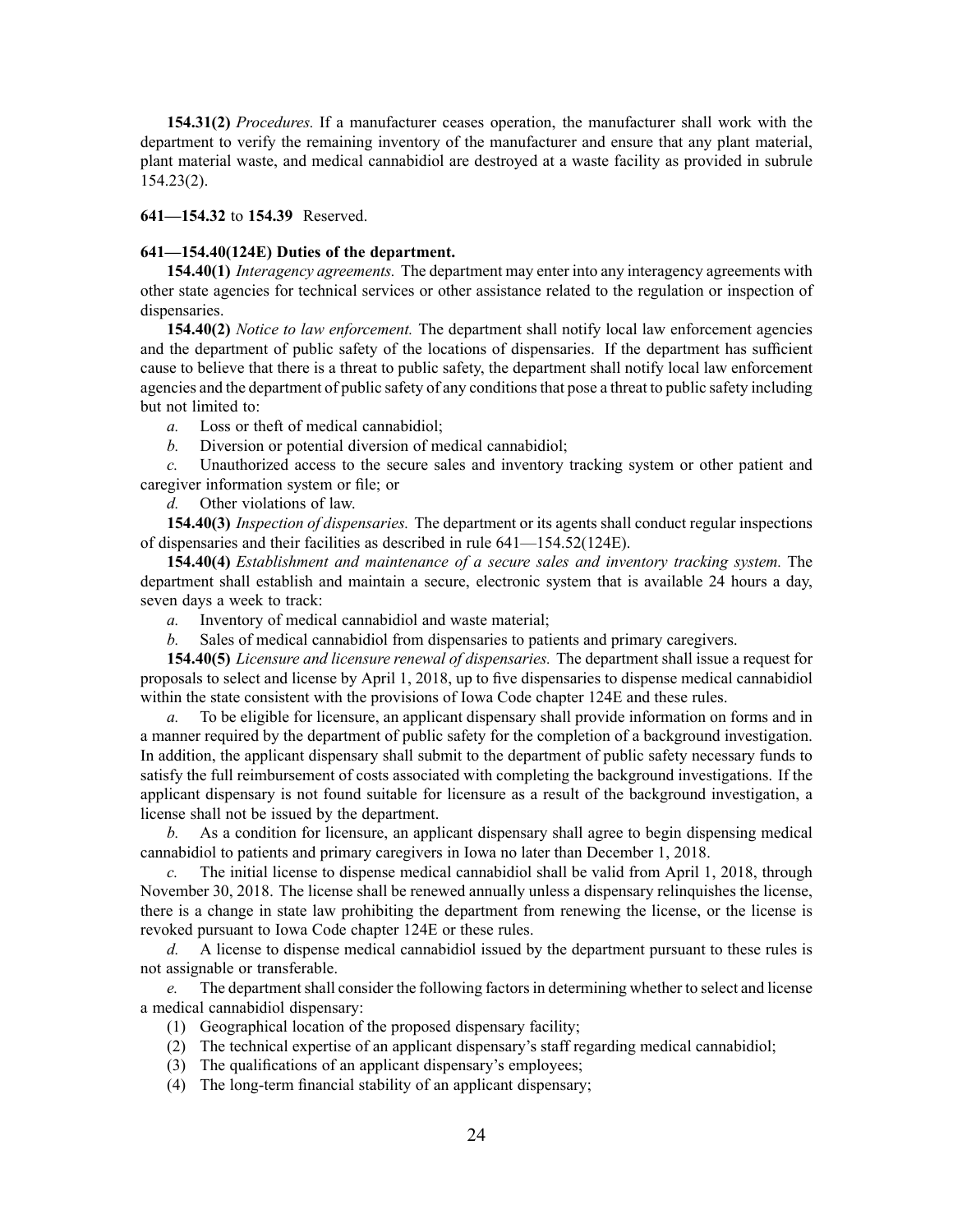**154.31(2)** *Procedures.* If a manufacturer ceases operation, the manufacturer shall work with the department to verify the remaining inventory of the manufacturer and ensure that any plant material, plant material waste, and medical cannabidiol are destroyed at a waste facility as provided in subrule 154.23(2).

**641—154.32** to **154.39** Reserved.

**641—154.40(124E) Duties of the department.**

**154.40(1)** *Interagency agreements.* The department may enter into any interagency agreements with other state agencies for technical services or other assistance related to the regulation or inspection of dispensaries.

**154.40(2)** *Notice to law enforcement.* The department shall notify local law enforcement agencies and the department of public safety of the locations of dispensaries. If the department has sufficient cause to believe that there is a threat to public safety, the department shall notify local law enforcement agencies and the department of public safety of any conditions that pose a threat to public safety including but not limited to:

*a.* Loss or theft of medical cannabidiol;

*b.* Diversion or potential diversion of medical cannabidiol;

*c.* Unauthorized access to the secure sales and inventory tracking system or other patient and caregiver information system or file; or

*d.* Other violations of law.

**154.40(3)** *Inspection of dispensaries.* The department or its agents shall conduct regular inspections of dispensaries and their facilities as described in rule 641—154.52(124E).

**154.40(4)** *Establishment and maintenance of a secure sales and inventory tracking system.* The department shall establish and maintain a secure, electronic system that is available 24 hours a day, seven days a week to track:

*a.* Inventory of medical cannabidiol and waste material;

*b.* Sales of medical cannabidiol from dispensaries to patients and primary caregivers.

**154.40(5)** *Licensure and licensure renewal of dispensaries.* The department shall issue a request for proposals to select and license by April 1, 2018, up to five dispensaries to dispense medical cannabidiol within the state consistent with the provisions of Iowa Code chapter 124E and these rules.

*a.* To be eligible for licensure, an applicant dispensary shall provide information on forms and in a manner required by the department of public safety for the completion of a background investigation. In addition, the applicant dispensary shall submit to the department of public safety necessary funds to satisfy the full reimbursement of costs associated with completing the background investigations. If the applicant dispensary is not found suitable for licensure as a result of the background investigation, a license shall not be issued by the department.

*b.* As a condition for licensure, an applicant dispensary shall agree to begin dispensing medical cannabidiol to patients and primary caregivers in Iowa no later than December 1, 2018.

*c.* The initial license to dispense medical cannabidiol shall be valid from April 1, 2018, through November 30, 2018. The license shall be renewed annually unless a dispensary relinquishes the license, there is a change in state law prohibiting the department from renewing the license, or the license is revoked pursuant to Iowa Code chapter 124E or these rules.

*d.* A license to dispense medical cannabidiol issued by the department pursuant to these rules is not assignable or transferable.

*e.* The department shall consider the following factors in determining whether to select and license a medical cannabidiol dispensary:

(1) Geographical location of the proposed dispensary facility;

(2) The technical expertise of an applicant dispensary's staff regarding medical cannabidiol;

(3) The qualifications of an applicant dispensary's employees;

(4) The long-term financial stability of an applicant dispensary;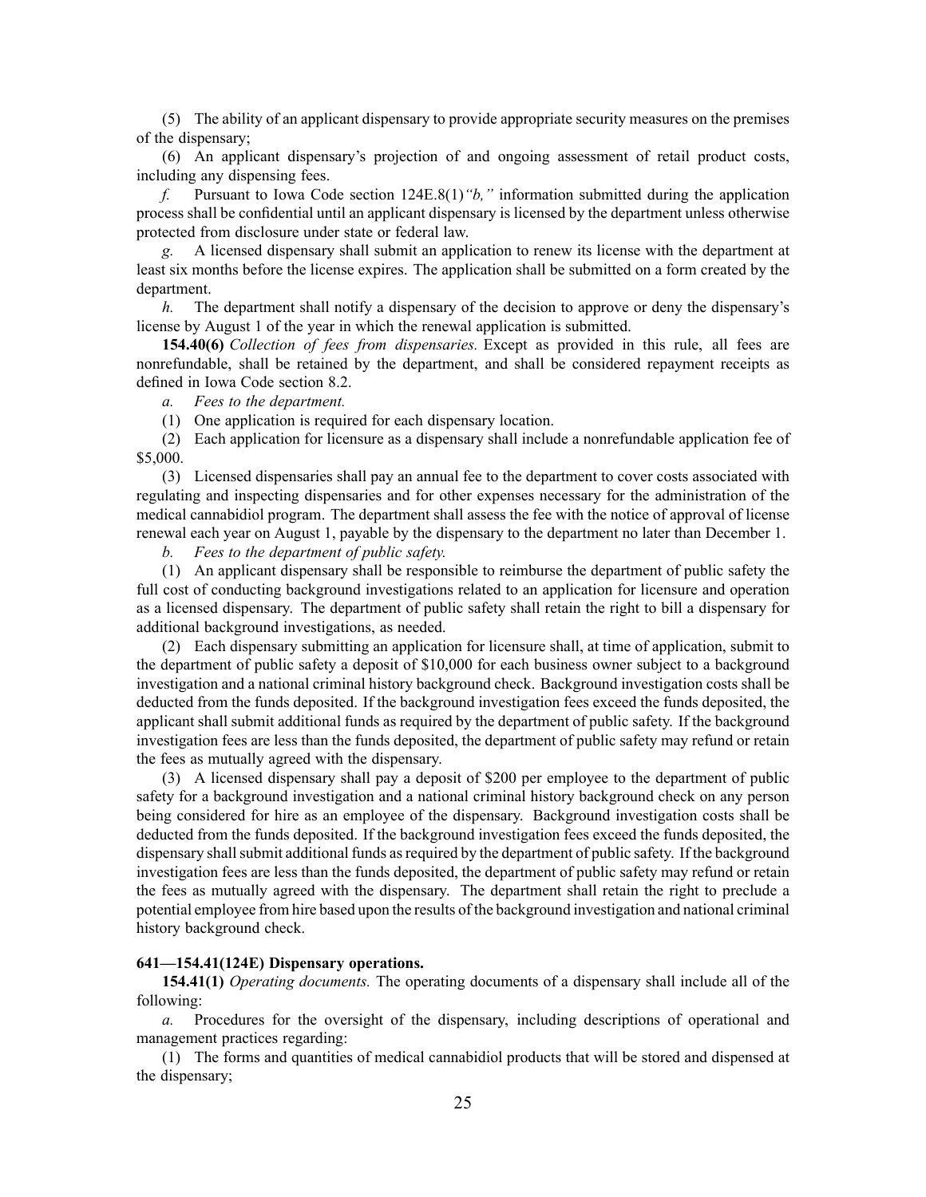(5) The ability of an applicant dispensary to provide appropriate security measures on the premises of the dispensary;

(6) An applicant dispensary's projection of and ongoing assessment of retail product costs, including any dispensing fees.

*f.* Pursuant to Iowa Code section 124E.8(1)*"b,"* information submitted during the application process shall be confidential until an applicant dispensary is licensed by the department unless otherwise protected from disclosure under state or federal law.

*g.* A licensed dispensary shall submit an application to renew its license with the department at least six months before the license expires. The application shall be submitted on a form created by the department.

*h.* The department shall notify a dispensary of the decision to approve or deny the dispensary's license by August 1 of the year in which the renewal application is submitted.

**154.40(6)** *Collection of fees from dispensaries.* Except as provided in this rule, all fees are nonrefundable, shall be retained by the department, and shall be considered repayment receipts as defined in Iowa Code section 8.2.

*a.* *Fees to the department.*

(1) One application is required for each dispensary location.

(2) Each application for licensure as a dispensary shall include a nonrefundable application fee of $5,000.

(3) Licensed dispensaries shall pay an annual fee to the department to cover costs associated with regulating and inspecting dispensaries and for other expenses necessary for the administration of the medical cannabidiol program. The department shall assess the fee with the notice of approval of license renewal each year on August 1, payable by the dispensary to the department no later than December 1.

*b.* *Fees to the department of public safety.*

(1) An applicant dispensary shall be responsible to reimburse the department of public safety the full cost of conducting background investigations related to an application for licensure and operation as a licensed dispensary. The department of public safety shall retain the right to bill a dispensary for additional background investigations, as needed.

(2) Each dispensary submitting an application for licensure shall, at time of application, submit to the department of public safety a deposit of $10,000 for each business owner subject to a background investigation and a national criminal history background check. Background investigation costs shall be deducted from the funds deposited. If the background investigation fees exceed the funds deposited, the applicant shall submit additional funds as required by the department of public safety. If the background investigation fees are less than the funds deposited, the department of public safety may refund or retain the fees as mutually agreed with the dispensary.

(3) A licensed dispensary shall pay a deposit of $200 per employee to the department of public safety for a background investigation and a national criminal history background check on any person being considered for hire as an employee of the dispensary. Background investigation costs shall be deducted from the funds deposited. If the background investigation fees exceed the funds deposited, the dispensary shall submit additional funds as required by the department of public safety. If the background investigation fees are less than the funds deposited, the department of public safety may refund or retain the fees as mutually agreed with the dispensary. The department shall retain the right to preclude a potential employee from hire based upon the results of the background investigation and national criminal history background check.

**641—154.41(124E) Dispensary operations.**

**154.41(1)** *Operating documents.* The operating documents of a dispensary shall include all of the following:

*a.* Procedures for the oversight of the dispensary, including descriptions of operational and management practices regarding:

(1) The forms and quantities of medical cannabidiol products that will be stored and dispensed at the dispensary;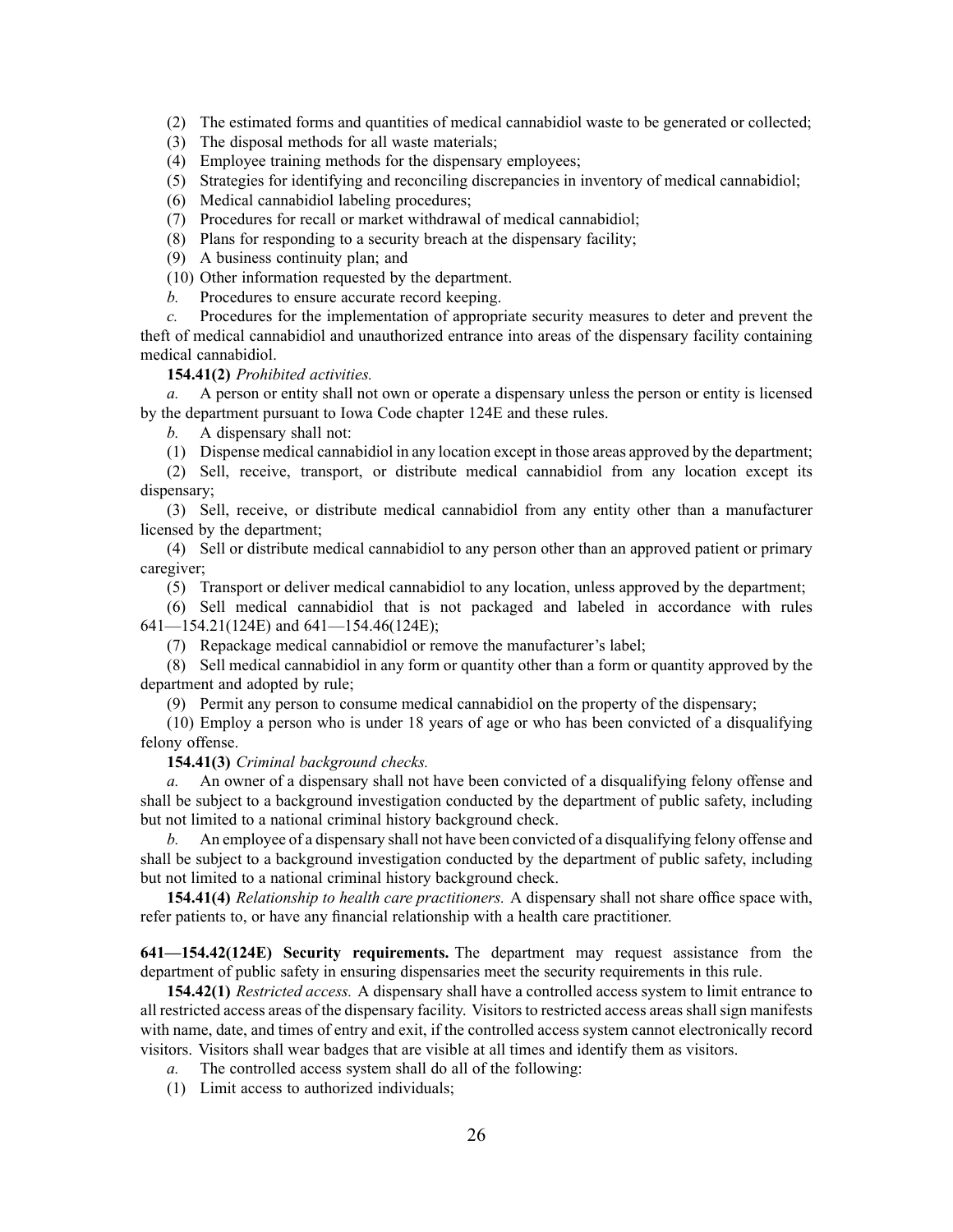(2) The estimated forms and quantities of medical cannabidiol waste to be generated or collected;

(3) The disposal methods for all waste materials;

(4) Employee training methods for the dispensary employees;

(5) Strategies for identifying and reconciling discrepancies in inventory of medical cannabidiol;

(6) Medical cannabidiol labeling procedures;

(7) Procedures for recall or market withdrawal of medical cannabidiol;

(8) Plans for responding to a security breach at the dispensary facility;

(9) A business continuity plan; and

(10) Other information requested by the department.

*b.* Procedures to ensure accurate record keeping.

*c.* Procedures for the implementation of appropriate security measures to deter and prevent the theft of medical cannabidiol and unauthorized entrance into areas of the dispensary facility containing medical cannabidiol.

**154.41(2)** *Prohibited activities.*

*a.* A person or entity shall not own or operate a dispensary unless the person or entity is licensed by the department pursuant to Iowa Code chapter 124E and these rules.

*b.* A dispensary shall not:

(1) Dispense medical cannabidiol in any location except in those areas approved by the department;

(2) Sell, receive, transport, or distribute medical cannabidiol from any location except its dispensary;

(3) Sell, receive, or distribute medical cannabidiol from any entity other than a manufacturer licensed by the department;

(4) Sell or distribute medical cannabidiol to any person other than an approved patient or primary caregiver;

(5) Transport or deliver medical cannabidiol to any location, unless approved by the department;

(6) Sell medical cannabidiol that is not packaged and labeled in accordance with rules 641—154.21(124E) and 641—154.46(124E);

(7) Repackage medical cannabidiol or remove the manufacturer's label;

(8) Sell medical cannabidiol in any form or quantity other than a form or quantity approved by the department and adopted by rule;

(9) Permit any person to consume medical cannabidiol on the property of the dispensary;

(10) Employ a person who is under 18 years of age or who has been convicted of a disqualifying felony offense.

**154.41(3)** *Criminal background checks.*

*a.* An owner of a dispensary shall not have been convicted of a disqualifying felony offense and shall be subject to a background investigation conducted by the department of public safety, including but not limited to a national criminal history background check.

*b.* An employee of a dispensary shall not have been convicted of a disqualifying felony offense and shall be subject to a background investigation conducted by the department of public safety, including but not limited to a national criminal history background check.

**154.41(4)** *Relationship to health care practitioners.* A dispensary shall not share office space with, refer patients to, or have any financial relationship with a health care practitioner.

**641—154.42(124E) Security requirements.** The department may request assistance from the department of public safety in ensuring dispensaries meet the security requirements in this rule.

**154.42(1)** *Restricted access.* A dispensary shall have a controlled access system to limit entrance to all restricted access areas of the dispensary facility. Visitors to restricted access areas shall sign manifests with name, date, and times of entry and exit, if the controlled access system cannot electronically record visitors. Visitors shall wear badges that are visible at all times and identify them as visitors.

*a.* The controlled access system shall do all of the following:

(1) Limit access to authorized individuals;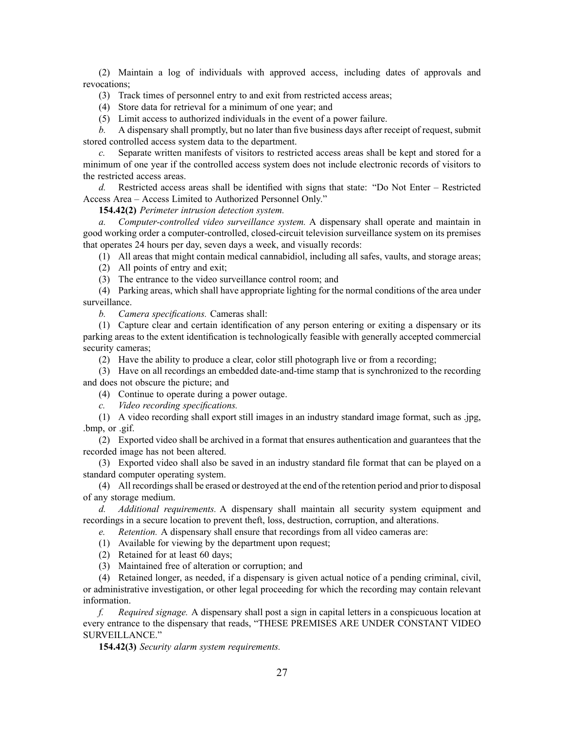(2) Maintain a log of individuals with approved access, including dates of approvals and revocations;

(3) Track times of personnel entry to and exit from restricted access areas;

(4) Store data for retrieval for a minimum of one year; and

(5) Limit access to authorized individuals in the event of a power failure.

*b.* A dispensary shall promptly, but no later than five business days after receipt of request, submit stored controlled access system data to the department.

*c.* Separate written manifests of visitors to restricted access areas shall be kept and stored for a minimum of one year if the controlled access system does not include electronic records of visitors to the restricted access areas.

*d.* Restricted access areas shall be identified with signs that state: "Do Not Enter – Restricted Access Area – Access Limited to Authorized Personnel Only."

**154.42(2)** *Perimeter intrusion detection system.*

*a.* *Computer-controlled video surveillance system.* A dispensary shall operate and maintain in good working order a computer-controlled, closed-circuit television surveillance system on its premises that operates 24 hours per day, seven days a week, and visually records:

(1) All areas that might contain medical cannabidiol, including all safes, vaults, and storage areas;

(2) All points of entry and exit;

(3) The entrance to the video surveillance control room; and

(4) Parking areas, which shall have appropriate lighting for the normal conditions of the area under surveillance.

*b.* *Camera specifications.* Cameras shall:

(1) Capture clear and certain identification of any person entering or exiting a dispensary or its parking areas to the extent identification is technologically feasible with generally accepted commercial security cameras;

(2) Have the ability to produce a clear, color still photograph live or from a recording;

(3) Have on all recordings an embedded date-and-time stamp that is synchronized to the recording and does not obscure the picture; and

(4) Continue to operate during a power outage.

*c.* *Video recording specifications.*

(1) A video recording shall export still images in an industry standard image format, such as .jpg, .bmp, or .gif.

(2) Exported video shall be archived in a format that ensures authentication and guarantees that the recorded image has not been altered.

(3) Exported video shall also be saved in an industry standard file format that can be played on a standard computer operating system.

(4) All recordings shall be erased or destroyed at the end of the retention period and prior to disposal of any storage medium.

*d.* *Additional requirements.* A dispensary shall maintain all security system equipment and recordings in a secure location to prevent theft, loss, destruction, corruption, and alterations.

*e.* *Retention.* A dispensary shall ensure that recordings from all video cameras are:

(1) Available for viewing by the department upon request;

(2) Retained for at least 60 days;

(3) Maintained free of alteration or corruption; and

(4) Retained longer, as needed, if a dispensary is given actual notice of a pending criminal, civil, or administrative investigation, or other legal proceeding for which the recording may contain relevant information.

*f.* *Required signage.* A dispensary shall post a sign in capital letters in a conspicuous location at every entrance to the dispensary that reads, "THESE PREMISES ARE UNDER CONSTANT VIDEO SURVEILLANCE."

**154.42(3)** *Security alarm system requirements.*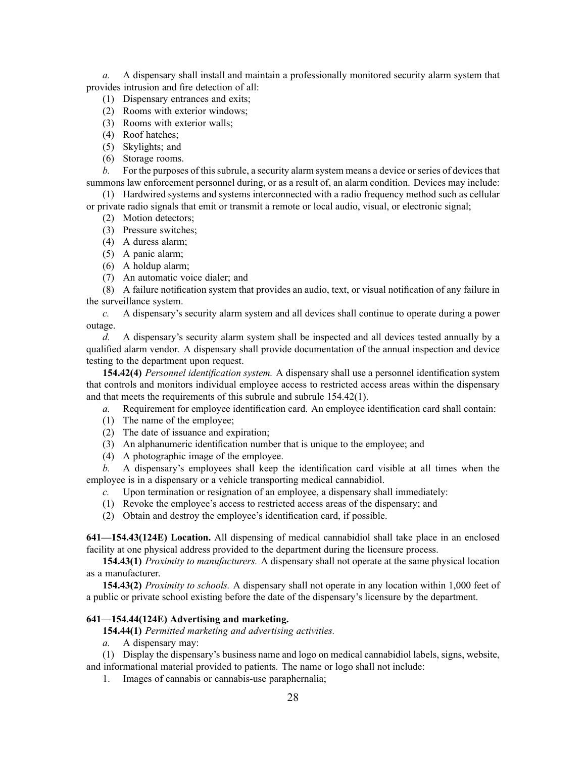*a.* A dispensary shall install and maintain a professionally monitored security alarm system that provides intrusion and fire detection of all:

(1) Dispensary entrances and exits;

(2) Rooms with exterior windows;

(3) Rooms with exterior walls;

(4) Roof hatches;

(5) Skylights; and

(6) Storage rooms.

*b.* For the purposes of this subrule, a security alarm system means a device or series of devices that summons law enforcement personnel during, or as a result of, an alarm condition. Devices may include:

(1) Hardwired systems and systems interconnected with a radio frequency method such as cellular or private radio signals that emit or transmit a remote or local audio, visual, or electronic signal;

(2) Motion detectors;

(3) Pressure switches;

(4) A duress alarm;

(5) A panic alarm;

(6) A holdup alarm;

(7) An automatic voice dialer; and

(8) A failure notification system that provides an audio, text, or visual notification of any failure in the surveillance system.

*c.* A dispensary's security alarm system and all devices shall continue to operate during a power outage.

*d.* A dispensary's security alarm system shall be inspected and all devices tested annually by a qualified alarm vendor. A dispensary shall provide documentation of the annual inspection and device testing to the department upon request.

**154.42(4)** *Personnel identification system.* A dispensary shall use a personnel identification system that controls and monitors individual employee access to restricted access areas within the dispensary and that meets the requirements of this subrule and subrule 154.42(1).

*a.* Requirement for employee identification card. An employee identification card shall contain:

(1) The name of the employee;

(2) The date of issuance and expiration;

(3) An alphanumeric identification number that is unique to the employee; and

(4) A photographic image of the employee.

*b.* A dispensary's employees shall keep the identification card visible at all times when the employee is in a dispensary or a vehicle transporting medical cannabidiol.

*c.* Upon termination or resignation of an employee, a dispensary shall immediately:

(1) Revoke the employee's access to restricted access areas of the dispensary; and

(2) Obtain and destroy the employee's identification card, if possible.

**641—154.43(124E) Location.** All dispensing of medical cannabidiol shall take place in an enclosed facility at one physical address provided to the department during the licensure process.

**154.43(1)** *Proximity to manufacturers.* A dispensary shall not operate at the same physical location as a manufacturer.

**154.43(2)** *Proximity to schools.* A dispensary shall not operate in any location within 1,000 feet of a public or private school existing before the date of the dispensary's licensure by the department.

**641—154.44(124E) Advertising and marketing.**

**154.44(1)** *Permitted marketing and advertising activities.*

*a.* A dispensary may:

(1) Display the dispensary's business name and logo on medical cannabidiol labels, signs, website, and informational material provided to patients. The name or logo shall not include:

1. Images of cannabis or cannabis-use paraphernalia;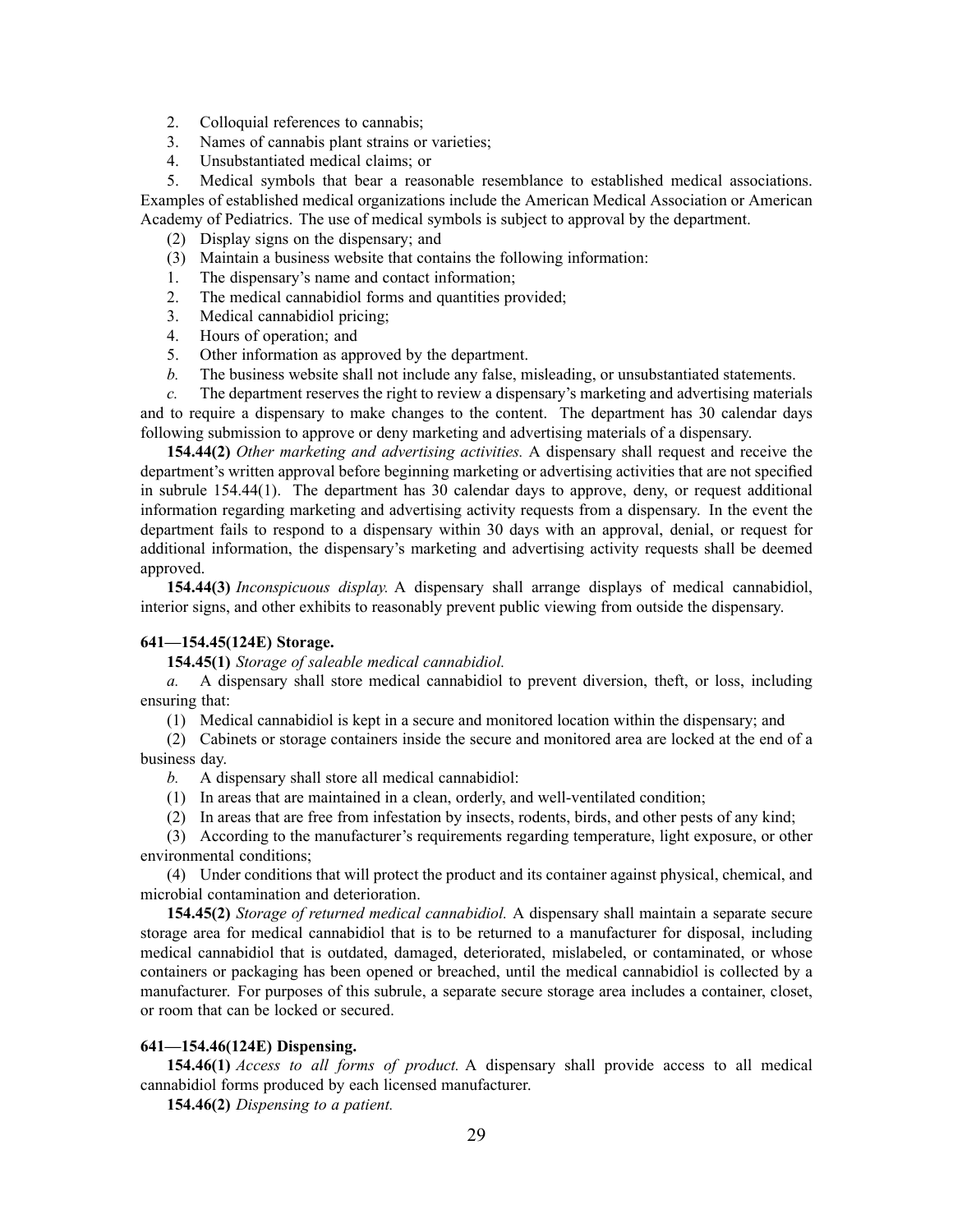2. Colloquial references to cannabis;

3. Names of cannabis plant strains or varieties;

4. Unsubstantiated medical claims; or

5. Medical symbols that bear a reasonable resemblance to established medical associations. Examples of established medical organizations include the American Medical Association or American Academy of Pediatrics. The use of medical symbols is subject to approval by the department.

(2) Display signs on the dispensary; and

(3) Maintain a business website that contains the following information:

1. The dispensary's name and contact information;

2. The medical cannabidiol forms and quantities provided;

3. Medical cannabidiol pricing;

4. Hours of operation; and

5. Other information as approved by the department.

*b.* The business website shall not include any false, misleading, or unsubstantiated statements.

*c.* The department reserves the right to review a dispensary's marketing and advertising materials and to require a dispensary to make changes to the content. The department has 30 calendar days following submission to approve or deny marketing and advertising materials of a dispensary.

**154.44(2)** *Other marketing and advertising activities.* A dispensary shall request and receive the department's written approval before beginning marketing or advertising activities that are not specified in subrule 154.44(1). The department has 30 calendar days to approve, deny, or request additional information regarding marketing and advertising activity requests from a dispensary. In the event the department fails to respond to a dispensary within 30 days with an approval, denial, or request for additional information, the dispensary's marketing and advertising activity requests shall be deemed approved.

**154.44(3)** *Inconspicuous display.* A dispensary shall arrange displays of medical cannabidiol, interior signs, and other exhibits to reasonably prevent public viewing from outside the dispensary.

**641—154.45(124E) Storage.**

**154.45(1)** *Storage of saleable medical cannabidiol.*

*a.* A dispensary shall store medical cannabidiol to prevent diversion, theft, or loss, including ensuring that:

(1) Medical cannabidiol is kept in a secure and monitored location within the dispensary; and

(2) Cabinets or storage containers inside the secure and monitored area are locked at the end of a business day.

*b.* A dispensary shall store all medical cannabidiol:

(1) In areas that are maintained in a clean, orderly, and well-ventilated condition;

(2) In areas that are free from infestation by insects, rodents, birds, and other pests of any kind;

(3) According to the manufacturer's requirements regarding temperature, light exposure, or other environmental conditions;

(4) Under conditions that will protect the product and its container against physical, chemical, and microbial contamination and deterioration.

**154.45(2)** *Storage of returned medical cannabidiol.* A dispensary shall maintain a separate secure storage area for medical cannabidiol that is to be returned to a manufacturer for disposal, including medical cannabidiol that is outdated, damaged, deteriorated, mislabeled, or contaminated, or whose containers or packaging has been opened or breached, until the medical cannabidiol is collected by a manufacturer. For purposes of this subrule, a separate secure storage area includes a container, closet, or room that can be locked or secured.

**641—154.46(124E) Dispensing.**

**154.46(1)** *Access to all forms of product.* A dispensary shall provide access to all medical cannabidiol forms produced by each licensed manufacturer.

**154.46(2)** *Dispensing to a patient.*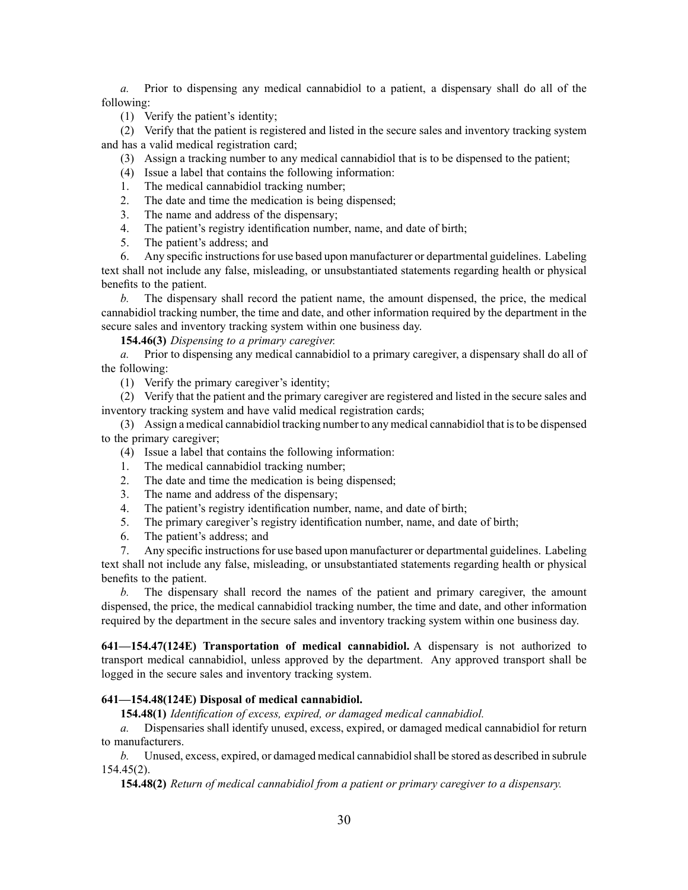*a.* Prior to dispensing any medical cannabidiol to a patient, a dispensary shall do all of the following:

(1) Verify the patient's identity;

(2) Verify that the patient is registered and listed in the secure sales and inventory tracking system and has a valid medical registration card;

(3) Assign a tracking number to any medical cannabidiol that is to be dispensed to the patient;

(4) Issue a label that contains the following information:

1. The medical cannabidiol tracking number;
2. The date and time the medication is being dispensed;
3. The name and address of the dispensary;
4. The patient's registry identification number, name, and date of birth;
5. The patient's address; and
6. Any specific instructions for use based upon manufacturer or departmental guidelines. Labeling text shall not include any false, misleading, or unsubstantiated statements regarding health or physical benefits to the patient.

*b.* The dispensary shall record the patient name, the amount dispensed, the price, the medical cannabidiol tracking number, the time and date, and other information required by the department in the secure sales and inventory tracking system within one business day.

**154.46(3)** *Dispensing to a primary caregiver.*

*a.* Prior to dispensing any medical cannabidiol to a primary caregiver, a dispensary shall do all of the following:

(1) Verify the primary caregiver's identity;

(2) Verify that the patient and the primary caregiver are registered and listed in the secure sales and inventory tracking system and have valid medical registration cards;

(3) Assign a medical cannabidiol tracking number to any medical cannabidiol that is to be dispensed to the primary caregiver;

(4) Issue a label that contains the following information:

1. The medical cannabidiol tracking number;
2. The date and time the medication is being dispensed;
3. The name and address of the dispensary;
4. The patient's registry identification number, name, and date of birth;
5. The primary caregiver's registry identification number, name, and date of birth;
6. The patient's address; and
7. Any specific instructions for use based upon manufacturer or departmental guidelines. Labeling text shall not include any false, misleading, or unsubstantiated statements regarding health or physical benefits to the patient.

*b.* The dispensary shall record the names of the patient and primary caregiver, the amount dispensed, the price, the medical cannabidiol tracking number, the time and date, and other information required by the department in the secure sales and inventory tracking system within one business day.

**641—154.47(124E) Transportation of medical cannabidiol.** A dispensary is not authorized to transport medical cannabidiol, unless approved by the department. Any approved transport shall be logged in the secure sales and inventory tracking system.

**641—154.48(124E) Disposal of medical cannabidiol.**

**154.48(1)** *Identification of excess, expired, or damaged medical cannabidiol.*

*a.* Dispensaries shall identify unused, excess, expired, or damaged medical cannabidiol for return to manufacturers.

*b.* Unused, excess, expired, or damaged medical cannabidiol shall be stored as described in subrule 154.45(2).

**154.48(2)** *Return of medical cannabidiol from a patient or primary caregiver to a dispensary.*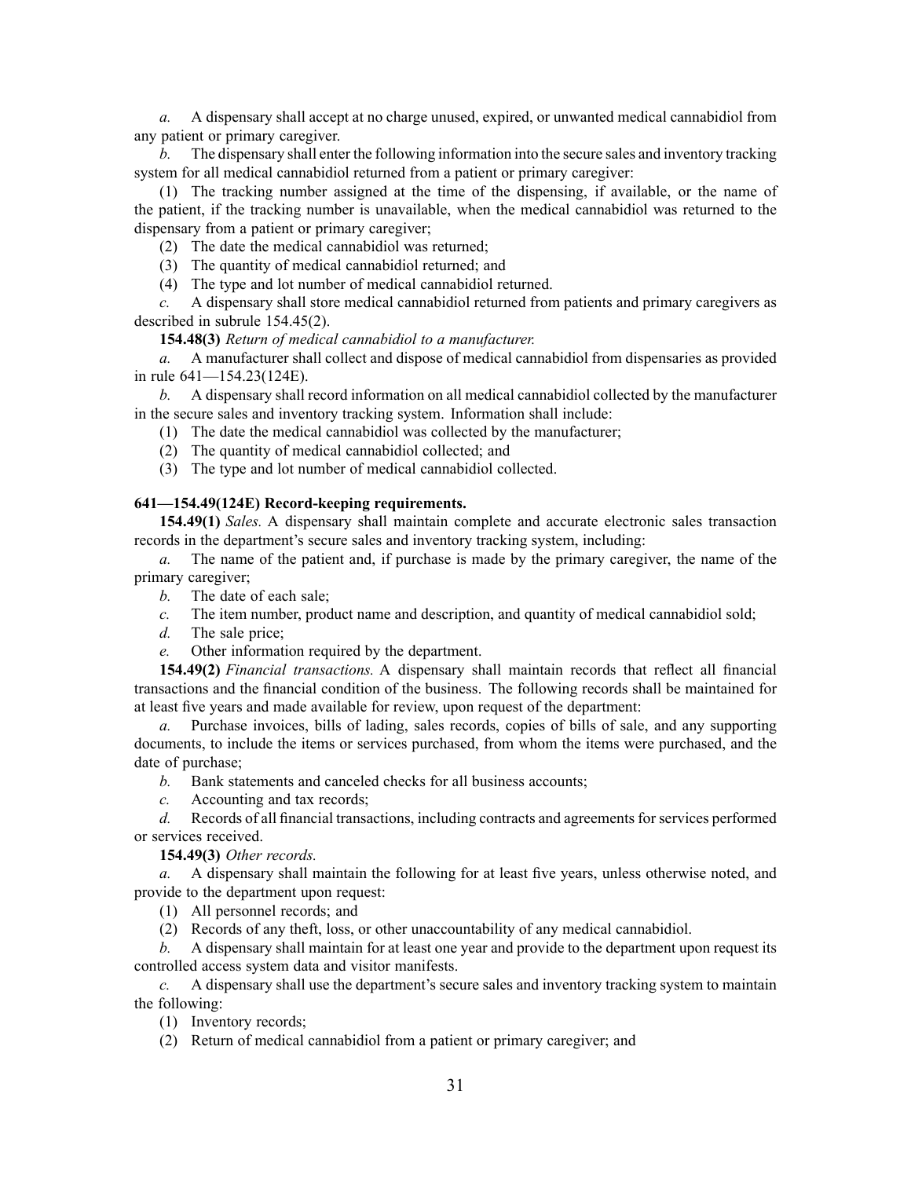*a.* A dispensary shall accept at no charge unused, expired, or unwanted medical cannabidiol from any patient or primary caregiver.

*b.* The dispensary shall enter the following information into the secure sales and inventory tracking system for all medical cannabidiol returned from a patient or primary caregiver:

(1) The tracking number assigned at the time of the dispensing, if available, or the name of the patient, if the tracking number is unavailable, when the medical cannabidiol was returned to the dispensary from a patient or primary caregiver;

(2) The date the medical cannabidiol was returned;

(3) The quantity of medical cannabidiol returned; and

(4) The type and lot number of medical cannabidiol returned.

*c.* A dispensary shall store medical cannabidiol returned from patients and primary caregivers as described in subrule 154.45(2).

**154.48(3)** *Return of medical cannabidiol to a manufacturer.*

*a.* A manufacturer shall collect and dispose of medical cannabidiol from dispensaries as provided in rule 641—154.23(124E).

*b.* A dispensary shall record information on all medical cannabidiol collected by the manufacturer in the secure sales and inventory tracking system. Information shall include:

(1) The date the medical cannabidiol was collected by the manufacturer;

(2) The quantity of medical cannabidiol collected; and

(3) The type and lot number of medical cannabidiol collected.

**641—154.49(124E) Record-keeping requirements.**

**154.49(1)** *Sales.* A dispensary shall maintain complete and accurate electronic sales transaction records in the department's secure sales and inventory tracking system, including:

*a.* The name of the patient and, if purchase is made by the primary caregiver, the name of the primary caregiver;

*b.* The date of each sale;

*c.* The item number, product name and description, and quantity of medical cannabidiol sold;

*d.* The sale price;

*e.* Other information required by the department.

**154.49(2)** *Financial transactions.* A dispensary shall maintain records that reflect all financial transactions and the financial condition of the business. The following records shall be maintained for at least five years and made available for review, upon request of the department:

*a.* Purchase invoices, bills of lading, sales records, copies of bills of sale, and any supporting documents, to include the items or services purchased, from whom the items were purchased, and the date of purchase;

*b.* Bank statements and canceled checks for all business accounts;

*c.* Accounting and tax records;

*d.* Records of all financial transactions, including contracts and agreements for services performed or services received.

**154.49(3)** *Other records.*

*a.* A dispensary shall maintain the following for at least five years, unless otherwise noted, and provide to the department upon request:

(1) All personnel records; and

(2) Records of any theft, loss, or other unaccountability of any medical cannabidiol.

*b.* A dispensary shall maintain for at least one year and provide to the department upon request its controlled access system data and visitor manifests.

*c.* A dispensary shall use the department's secure sales and inventory tracking system to maintain the following:

(1) Inventory records;

(2) Return of medical cannabidiol from a patient or primary caregiver; and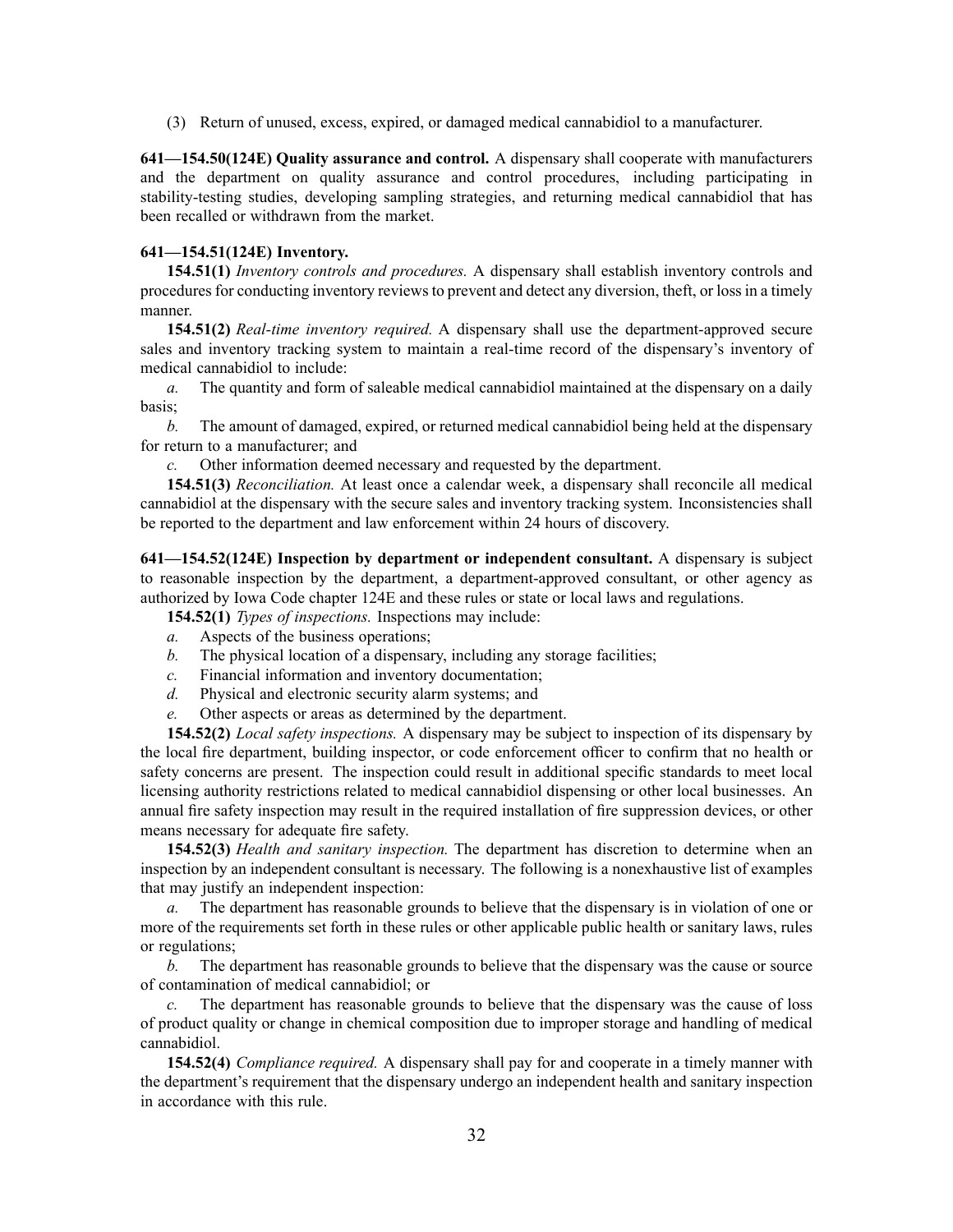(3) Return of unused, excess, expired, or damaged medical cannabidiol to a manufacturer.

**641—154.50(124E) Quality assurance and control.** A dispensary shall cooperate with manufacturers and the department on quality assurance and control procedures, including participating in stability-testing studies, developing sampling strategies, and returning medical cannabidiol that has been recalled or withdrawn from the market.

**641—154.51(124E) Inventory.**

**154.51(1)** *Inventory controls and procedures.* A dispensary shall establish inventory controls and procedures for conducting inventory reviews to prevent and detect any diversion, theft, or loss in a timely manner.

**154.51(2)** *Real-time inventory required.* A dispensary shall use the department-approved secure sales and inventory tracking system to maintain a real-time record of the dispensary's inventory of medical cannabidiol to include:

*a.* The quantity and form of saleable medical cannabidiol maintained at the dispensary on a daily basis;

*b.* The amount of damaged, expired, or returned medical cannabidiol being held at the dispensary for return to a manufacturer; and

*c.* Other information deemed necessary and requested by the department.

**154.51(3)** *Reconciliation.* At least once a calendar week, a dispensary shall reconcile all medical cannabidiol at the dispensary with the secure sales and inventory tracking system. Inconsistencies shall be reported to the department and law enforcement within 24 hours of discovery.

**641—154.52(124E) Inspection by department or independent consultant.** A dispensary is subject to reasonable inspection by the department, a department-approved consultant, or other agency as authorized by Iowa Code chapter 124E and these rules or state or local laws and regulations.

**154.52(1)** *Types of inspections.* Inspections may include:

*a.* Aspects of the business operations;

*b.* The physical location of a dispensary, including any storage facilities;

*c.* Financial information and inventory documentation;

*d.* Physical and electronic security alarm systems; and

*e.* Other aspects or areas as determined by the department.

**154.52(2)** *Local safety inspections.* A dispensary may be subject to inspection of its dispensary by the local fire department, building inspector, or code enforcement officer to confirm that no health or safety concerns are present. The inspection could result in additional specific standards to meet local licensing authority restrictions related to medical cannabidiol dispensing or other local businesses. An annual fire safety inspection may result in the required installation of fire suppression devices, or other means necessary for adequate fire safety.

**154.52(3)** *Health and sanitary inspection.* The department has discretion to determine when an inspection by an independent consultant is necessary. The following is a nonexhaustive list of examples that may justify an independent inspection:

*a.* The department has reasonable grounds to believe that the dispensary is in violation of one or more of the requirements set forth in these rules or other applicable public health or sanitary laws, rules or regulations;

*b.* The department has reasonable grounds to believe that the dispensary was the cause or source of contamination of medical cannabidiol; or

*c.* The department has reasonable grounds to believe that the dispensary was the cause of loss of product quality or change in chemical composition due to improper storage and handling of medical cannabidiol.

**154.52(4)** *Compliance required.* A dispensary shall pay for and cooperate in a timely manner with the department's requirement that the dispensary undergo an independent health and sanitary inspection in accordance with this rule.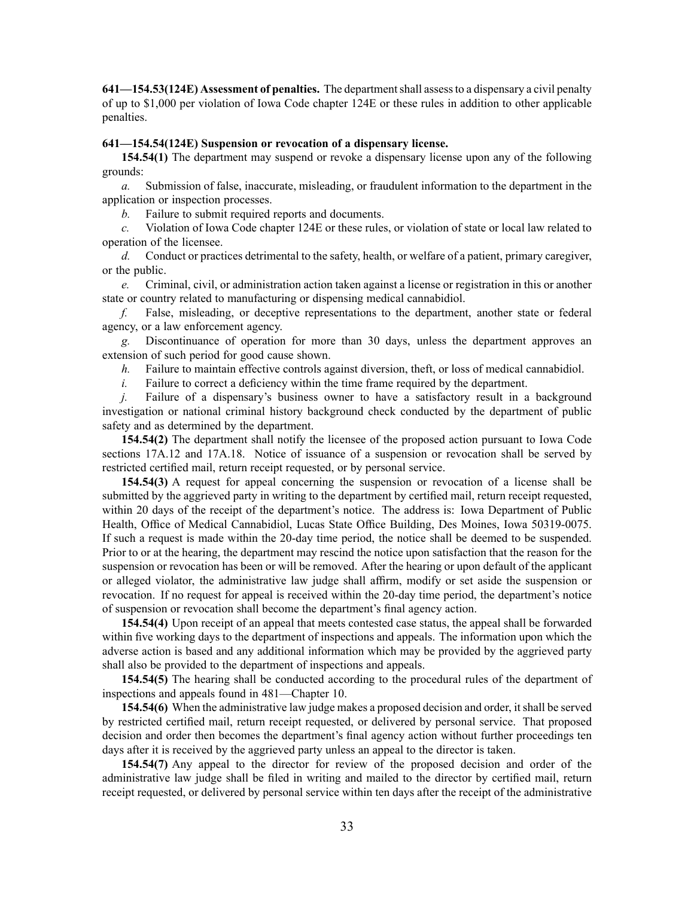**641—154.53(124E) Assessment of penalties.** The department shall assess to a dispensary a civil penalty of up to $1,000 per violation of Iowa Code chapter 124E or these rules in addition to other applicable penalties.

**641—154.54(124E) Suspension or revocation of a dispensary license.**

**154.54(1)** The department may suspend or revoke a dispensary license upon any of the following grounds:

*a.* Submission of false, inaccurate, misleading, or fraudulent information to the department in the application or inspection processes.

*b.* Failure to submit required reports and documents.

*c.* Violation of Iowa Code chapter 124E or these rules, or violation of state or local law related to operation of the licensee.

*d.* Conduct or practices detrimental to the safety, health, or welfare of a patient, primary caregiver, or the public.

*e.* Criminal, civil, or administration action taken against a license or registration in this or another state or country related to manufacturing or dispensing medical cannabidiol.

*f.* False, misleading, or deceptive representations to the department, another state or federal agency, or a law enforcement agency.

*g.* Discontinuance of operation for more than 30 days, unless the department approves an extension of such period for good cause shown.

*h.* Failure to maintain effective controls against diversion, theft, or loss of medical cannabidiol.

*i.* Failure to correct a deficiency within the time frame required by the department.

*j.* Failure of a dispensary's business owner to have a satisfactory result in a background investigation or national criminal history background check conducted by the department of public safety and as determined by the department.

**154.54(2)** The department shall notify the licensee of the proposed action pursuant to Iowa Code sections 17A.12 and 17A.18. Notice of issuance of a suspension or revocation shall be served by restricted certified mail, return receipt requested, or by personal service.

**154.54(3)** A request for appeal concerning the suspension or revocation of a license shall be submitted by the aggrieved party in writing to the department by certified mail, return receipt requested, within 20 days of the receipt of the department's notice. The address is: Iowa Department of Public Health, Office of Medical Cannabidiol, Lucas State Office Building, Des Moines, Iowa 50319-0075. If such a request is made within the 20-day time period, the notice shall be deemed to be suspended. Prior to or at the hearing, the department may rescind the notice upon satisfaction that the reason for the suspension or revocation has been or will be removed. After the hearing or upon default of the applicant or alleged violator, the administrative law judge shall affirm, modify or set aside the suspension or revocation. If no request for appeal is received within the 20-day time period, the department's notice of suspension or revocation shall become the department's final agency action.

**154.54(4)** Upon receipt of an appeal that meets contested case status, the appeal shall be forwarded within five working days to the department of inspections and appeals. The information upon which the adverse action is based and any additional information which may be provided by the aggrieved party shall also be provided to the department of inspections and appeals.

**154.54(5)** The hearing shall be conducted according to the procedural rules of the department of inspections and appeals found in 481—Chapter 10.

**154.54(6)** When the administrative law judge makes a proposed decision and order, it shall be served by restricted certified mail, return receipt requested, or delivered by personal service. That proposed decision and order then becomes the department's final agency action without further proceedings ten days after it is received by the aggrieved party unless an appeal to the director is taken.

**154.54(7)** Any appeal to the director for review of the proposed decision and order of the administrative law judge shall be filed in writing and mailed to the director by certified mail, return receipt requested, or delivered by personal service within ten days after the receipt of the administrative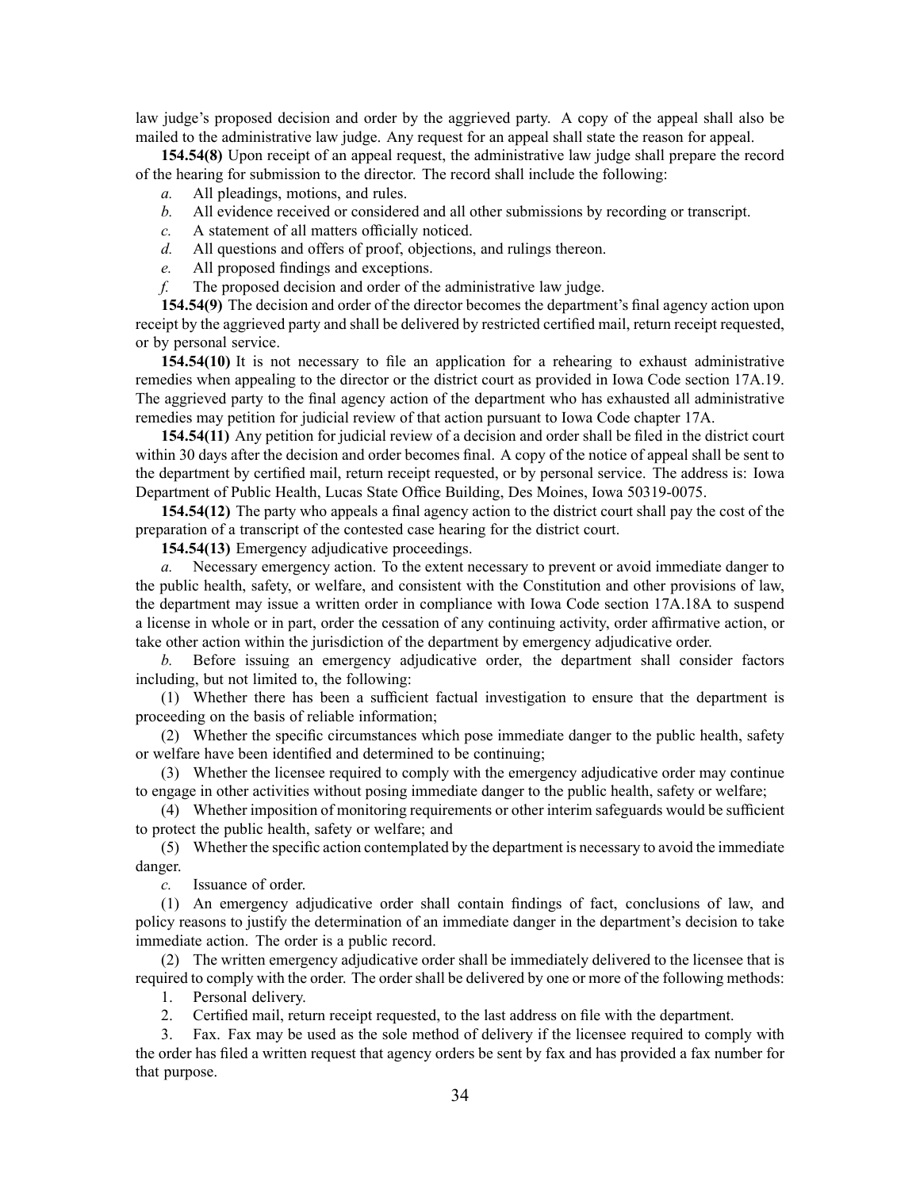law judge's proposed decision and order by the aggrieved party. A copy of the appeal shall also be mailed to the administrative law judge. Any request for an appeal shall state the reason for appeal.

**154.54(8)** Upon receipt of an appeal request, the administrative law judge shall prepare the record of the hearing for submission to the director. The record shall include the following:

*a.* All pleadings, motions, and rules.

*b.* All evidence received or considered and all other submissions by recording or transcript.

*c.* A statement of all matters officially noticed.

*d.* All questions and offers of proof, objections, and rulings thereon.

*e.* All proposed findings and exceptions.

*f.* The proposed decision and order of the administrative law judge.

**154.54(9)** The decision and order of the director becomes the department's final agency action upon receipt by the aggrieved party and shall be delivered by restricted certified mail, return receipt requested, or by personal service.

**154.54(10)** It is not necessary to file an application for a rehearing to exhaust administrative remedies when appealing to the director or the district court as provided in Iowa Code section 17A.19. The aggrieved party to the final agency action of the department who has exhausted all administrative remedies may petition for judicial review of that action pursuant to Iowa Code chapter 17A.

**154.54(11)** Any petition for judicial review of a decision and order shall be filed in the district court within 30 days after the decision and order becomes final. A copy of the notice of appeal shall be sent to the department by certified mail, return receipt requested, or by personal service. The address is: Iowa Department of Public Health, Lucas State Office Building, Des Moines, Iowa 50319-0075.

**154.54(12)** The party who appeals a final agency action to the district court shall pay the cost of the preparation of a transcript of the contested case hearing for the district court.

**154.54(13)** Emergency adjudicative proceedings.

*a.* Necessary emergency action. To the extent necessary to prevent or avoid immediate danger to the public health, safety, or welfare, and consistent with the Constitution and other provisions of law, the department may issue a written order in compliance with Iowa Code section 17A.18A to suspend a license in whole or in part, order the cessation of any continuing activity, order affirmative action, or take other action within the jurisdiction of the department by emergency adjudicative order.

*b.* Before issuing an emergency adjudicative order, the department shall consider factors including, but not limited to, the following:

(1) Whether there has been a sufficient factual investigation to ensure that the department is proceeding on the basis of reliable information;

(2) Whether the specific circumstances which pose immediate danger to the public health, safety or welfare have been identified and determined to be continuing;

(3) Whether the licensee required to comply with the emergency adjudicative order may continue to engage in other activities without posing immediate danger to the public health, safety or welfare;

(4) Whether imposition of monitoring requirements or other interim safeguards would be sufficient to protect the public health, safety or welfare; and

(5) Whether the specific action contemplated by the department is necessary to avoid the immediate danger.

*c.* Issuance of order.

(1) An emergency adjudicative order shall contain findings of fact, conclusions of law, and policy reasons to justify the determination of an immediate danger in the department's decision to take immediate action. The order is a public record.

(2) The written emergency adjudicative order shall be immediately delivered to the licensee that is required to comply with the order. The order shall be delivered by one or more of the following methods:

1. Personal delivery.
2. Certified mail, return receipt requested, to the last address on file with the department.
3. Fax. Fax may be used as the sole method of delivery if the licensee required to comply with the order has filed a written request that agency orders be sent by fax and has provided a fax number for that purpose.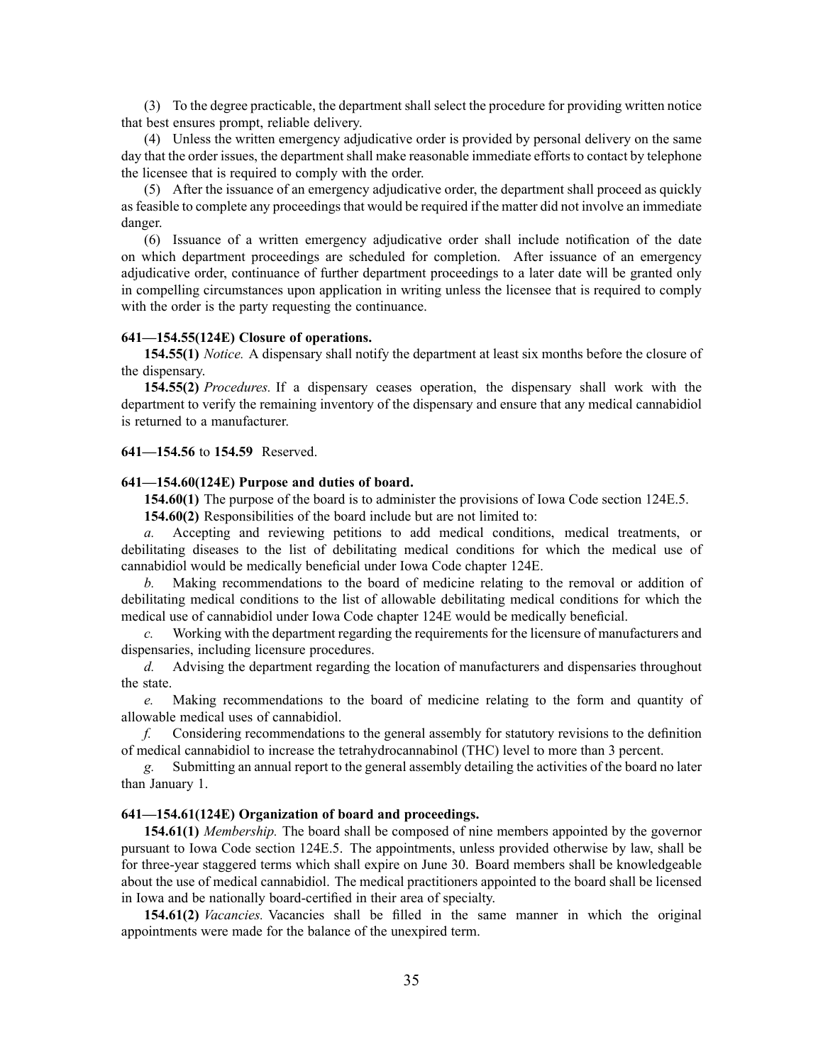(3) To the degree practicable, the department shall select the procedure for providing written notice that best ensures prompt, reliable delivery.

(4) Unless the written emergency adjudicative order is provided by personal delivery on the same day that the order issues, the department shall make reasonable immediate efforts to contact by telephone the licensee that is required to comply with the order.

(5) After the issuance of an emergency adjudicative order, the department shall proceed as quickly as feasible to complete any proceedings that would be required if the matter did not involve an immediate danger.

(6) Issuance of a written emergency adjudicative order shall include notification of the date on which department proceedings are scheduled for completion. After issuance of an emergency adjudicative order, continuance of further department proceedings to a later date will be granted only in compelling circumstances upon application in writing unless the licensee that is required to comply with the order is the party requesting the continuance.

**641—154.55(124E) Closure of operations.**

**154.55(1)** *Notice.* A dispensary shall notify the department at least six months before the closure of the dispensary.

**154.55(2)** *Procedures.* If a dispensary ceases operation, the dispensary shall work with the department to verify the remaining inventory of the dispensary and ensure that any medical cannabidiol is returned to a manufacturer.

**641—154.56** to **154.59** Reserved.

**641—154.60(124E) Purpose and duties of board.**

**154.60(1)** The purpose of the board is to administer the provisions of Iowa Code section 124E.5.

**154.60(2)** Responsibilities of the board include but are not limited to:

*a.* Accepting and reviewing petitions to add medical conditions, medical treatments, or debilitating diseases to the list of debilitating medical conditions for which the medical use of cannabidiol would be medically beneficial under Iowa Code chapter 124E.

*b.* Making recommendations to the board of medicine relating to the removal or addition of debilitating medical conditions to the list of allowable debilitating medical conditions for which the medical use of cannabidiol under Iowa Code chapter 124E would be medically beneficial.

*c.* Working with the department regarding the requirements for the licensure of manufacturers and dispensaries, including licensure procedures.

*d.* Advising the department regarding the location of manufacturers and dispensaries throughout the state.

*e.* Making recommendations to the board of medicine relating to the form and quantity of allowable medical uses of cannabidiol.

*f.* Considering recommendations to the general assembly for statutory revisions to the definition of medical cannabidiol to increase the tetrahydrocannabinol (THC) level to more than 3 percent.

*g.* Submitting an annual report to the general assembly detailing the activities of the board no later than January 1.

**641—154.61(124E) Organization of board and proceedings.**

**154.61(1)** *Membership.* The board shall be composed of nine members appointed by the governor pursuant to Iowa Code section 124E.5. The appointments, unless provided otherwise by law, shall be for three-year staggered terms which shall expire on June 30. Board members shall be knowledgeable about the use of medical cannabidiol. The medical practitioners appointed to the board shall be licensed in Iowa and be nationally board-certified in their area of specialty.

**154.61(2)** *Vacancies.* Vacancies shall be filled in the same manner in which the original appointments were made for the balance of the unexpired term.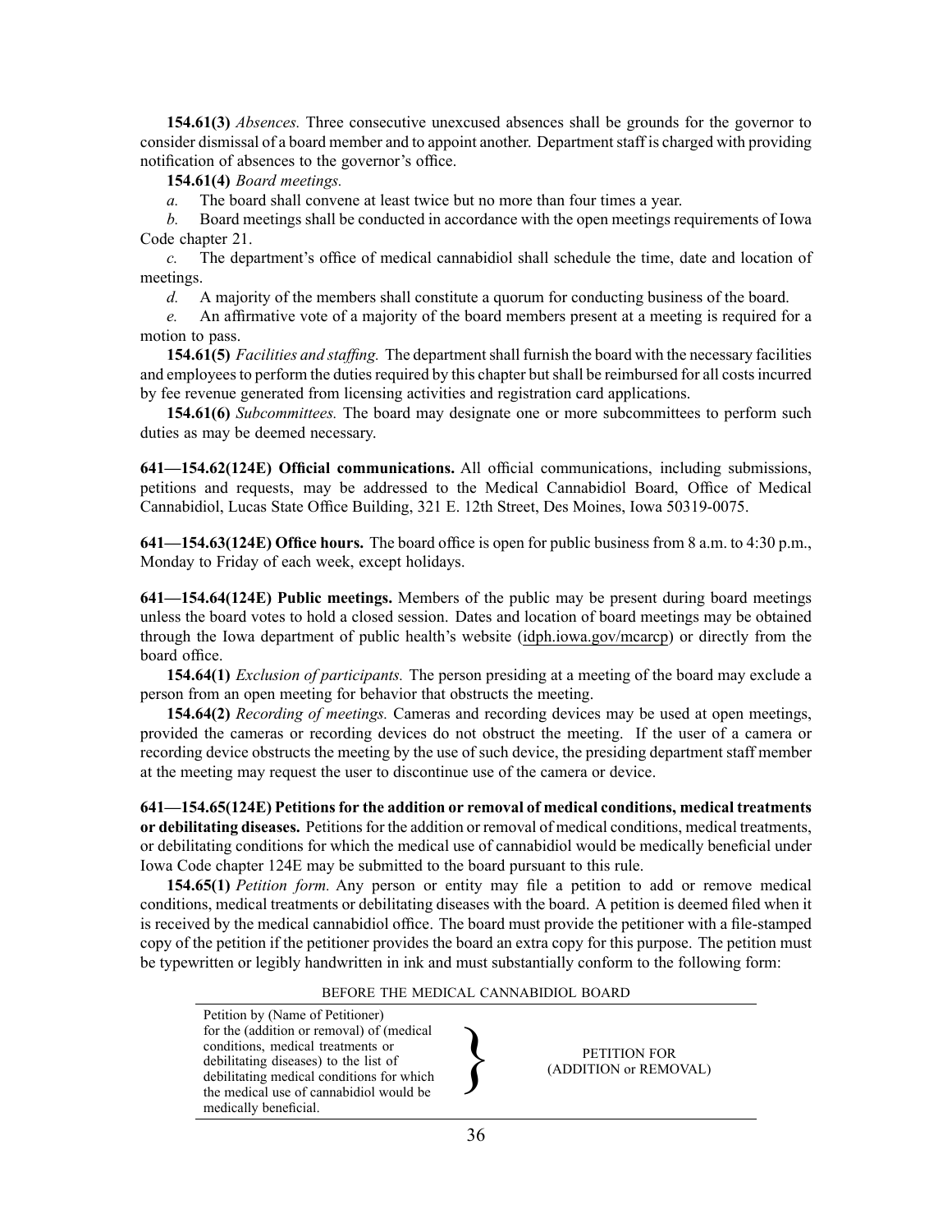**154.61(3)** *Absences.* Three consecutive unexcused absences shall be grounds for the governor to consider dismissal of a board member and to appoint another. Department staff is charged with providing notification of absences to the governor's office.

**154.61(4)** *Board meetings.*

*a.* The board shall convene at least twice but no more than four times a year.

*b.* Board meetings shall be conducted in accordance with the open meetings requirements of Iowa Code chapter 21.

*c.* The department's office of medical cannabidiol shall schedule the time, date and location of meetings.

*d.* A majority of the members shall constitute a quorum for conducting business of the board.

*e.* An affirmative vote of a majority of the board members present at a meeting is required for a motion to pass.

**154.61(5)** *Facilities and staffing.* The department shall furnish the board with the necessary facilities and employees to perform the duties required by this chapter but shall be reimbursed for all costs incurred by fee revenue generated from licensing activities and registration card applications.

**154.61(6)** *Subcommittees.* The board may designate one or more subcommittees to perform such duties as may be deemed necessary.

**641—154.62(124E) Official communications.** All official communications, including submissions, petitions and requests, may be addressed to the Medical Cannabidiol Board, Office of Medical Cannabidiol, Lucas State Office Building, 321 E. 12th Street, Des Moines, Iowa 50319-0075.

**641—154.63(124E) Office hours.** The board office is open for public business from 8 a.m. to 4:30 p.m., Monday to Friday of each week, except holidays.

**641—154.64(124E) Public meetings.** Members of the public may be present during board meetings unless the board votes to hold a closed session. Dates and location of board meetings may be obtained through the Iowa department of public health's website (idph.iowa.gov/mcarcp) or directly from the board office.

**154.64(1)** *Exclusion of participants.* The person presiding at a meeting of the board may exclude a person from an open meeting for behavior that obstructs the meeting.

**154.64(2)** *Recording of meetings.* Cameras and recording devices may be used at open meetings, provided the cameras or recording devices do not obstruct the meeting. If the user of a camera or recording device obstructs the meeting by the use of such device, the presiding department staff member at the meeting may request the user to discontinue use of the camera or device.

**641—154.65(124E) Petitions for the addition or removal of medical conditions, medical treatments or debilitating diseases.** Petitions for the addition or removal of medical conditions, medical treatments, or debilitating conditions for which the medical use of cannabidiol would be medically beneficial under Iowa Code chapter 124E may be submitted to the board pursuant to this rule.

**154.65(1)** *Petition form.* Any person or entity may file a petition to add or remove medical conditions, medical treatments or debilitating diseases with the board. A petition is deemed filed when it is received by the medical cannabidiol office. The board must provide the petitioner with a file-stamped copy of the petition if the petitioner provides the board an extra copy for this purpose. The petition must be typewritten or legibly handwritten in ink and must substantially conform to the following form:

BEFORE THE MEDICAL CANNABIDIOL BOARD

| | | |
|---|---|---|
| Petition by (Name of Petitioner) for the (addition or removal) of (medical conditions, medical treatments or debilitating diseases) to the list of debilitating medical conditions for which the medical use of cannabidiol would be medically beneficial. | } | PETITION FOR (ADDITION or REMOVAL) |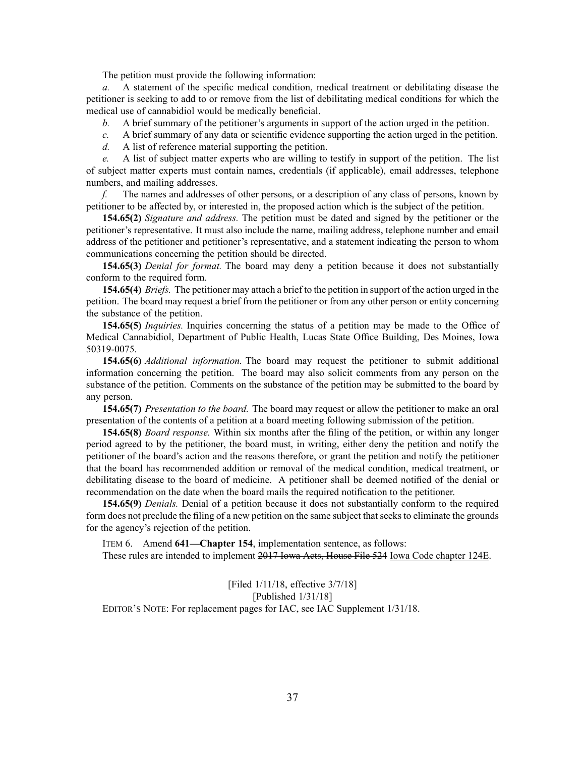The petition must provide the following information:

*a.* A statement of the specific medical condition, medical treatment or debilitating disease the petitioner is seeking to add to or remove from the list of debilitating medical conditions for which the medical use of cannabidiol would be medically beneficial.

*b.* A brief summary of the petitioner's arguments in support of the action urged in the petition.

*c.* A brief summary of any data or scientific evidence supporting the action urged in the petition.

*d.* A list of reference material supporting the petition.

*e.* A list of subject matter experts who are willing to testify in support of the petition. The list of subject matter experts must contain names, credentials (if applicable), email addresses, telephone numbers, and mailing addresses.

*f.* The names and addresses of other persons, or a description of any class of persons, known by petitioner to be affected by, or interested in, the proposed action which is the subject of the petition.

**154.65(2)** *Signature and address.* The petition must be dated and signed by the petitioner or the petitioner's representative. It must also include the name, mailing address, telephone number and email address of the petitioner and petitioner's representative, and a statement indicating the person to whom communications concerning the petition should be directed.

**154.65(3)** *Denial for format.* The board may deny a petition because it does not substantially conform to the required form.

**154.65(4)** *Briefs.* The petitioner may attach a brief to the petition in support of the action urged in the petition. The board may request a brief from the petitioner or from any other person or entity concerning the substance of the petition.

**154.65(5)** *Inquiries.* Inquiries concerning the status of a petition may be made to the Office of Medical Cannabidiol, Department of Public Health, Lucas State Office Building, Des Moines, Iowa 50319-0075.

**154.65(6)** *Additional information.* The board may request the petitioner to submit additional information concerning the petition. The board may also solicit comments from any person on the substance of the petition. Comments on the substance of the petition may be submitted to the board by any person.

**154.65(7)** *Presentation to the board.* The board may request or allow the petitioner to make an oral presentation of the contents of a petition at a board meeting following submission of the petition.

**154.65(8)** *Board response.* Within six months after the filing of the petition, or within any longer period agreed to by the petitioner, the board must, in writing, either deny the petition and notify the petitioner of the board's action and the reasons therefore, or grant the petition and notify the petitioner that the board has recommended addition or removal of the medical condition, medical treatment, or debilitating disease to the board of medicine. A petitioner shall be deemed notified of the denial or recommendation on the date when the board mails the required notification to the petitioner.

**154.65(9)** *Denials.* Denial of a petition because it does not substantially conform to the required form does not preclude the filing of a new petition on the same subject that seeks to eliminate the grounds for the agency's rejection of the petition.

ITEM 6. Amend **641—Chapter 154**, implementation sentence, as follows:

These rules are intended to implement ~~2017 Iowa Acts, House File 524~~ Iowa Code chapter 124E.

[Filed 1/11/18, effective 3/7/18]
[Published 1/31/18]

EDITOR'S NOTE: For replacement pages for IAC, see IAC Supplement 1/31/18.